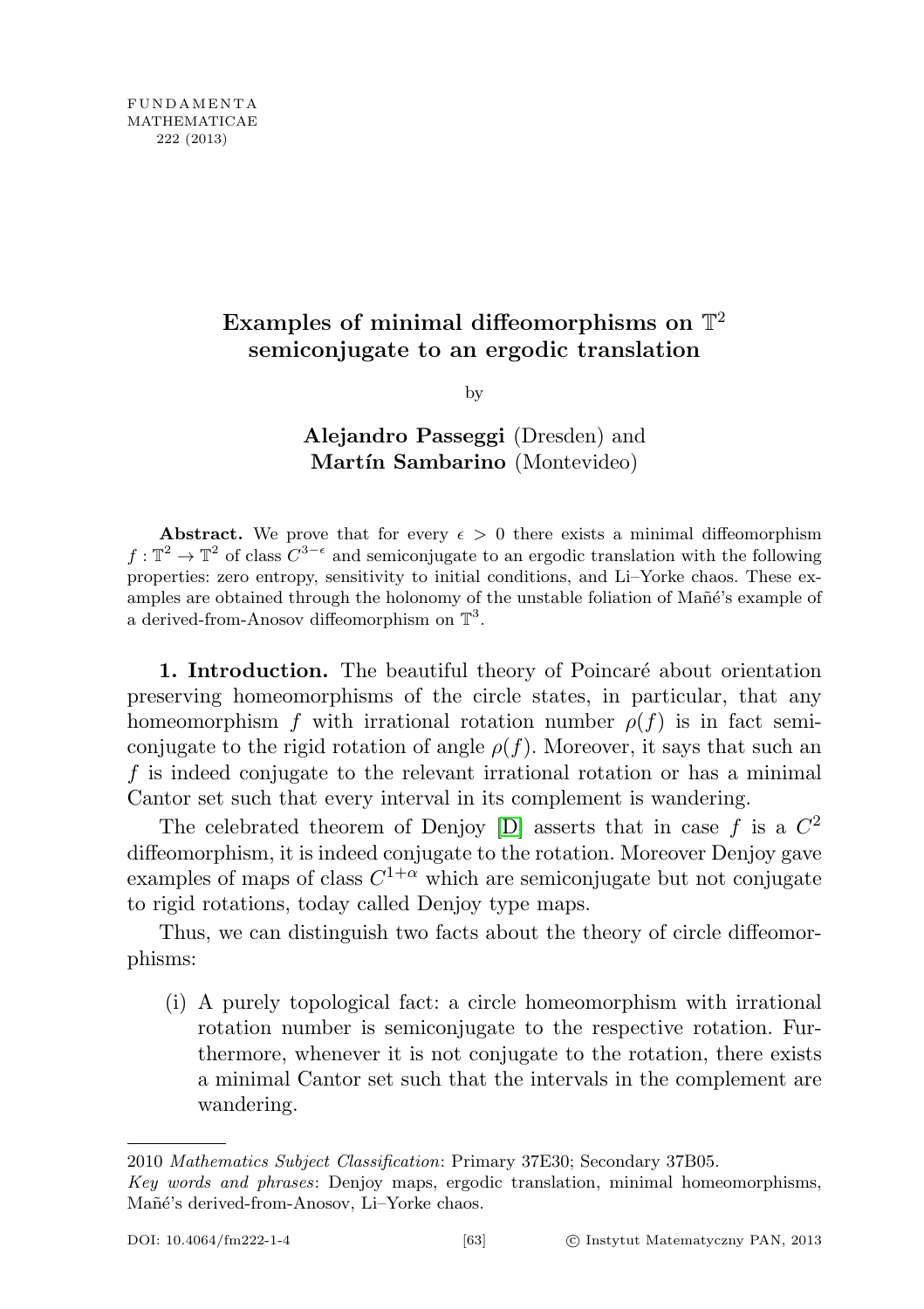# Examples of minimal diffeomorphisms on $\mathbb{T}^2$ semiconjugate to an ergodic translation

by

**Alejandro Passeggi** (Dresden) and **Martín Sambarino** (Montevideo)

**Abstract.** We prove that for every $\epsilon > 0$ there exists a minimal diffeomorphism $f : \mathbb{T}^2 \to \mathbb{T}^2$ of class $C^{3-\epsilon}$ and semiconjugate to an ergodic translation with the following properties: zero entropy, sensitivity to initial conditions, and Li–Yorke chaos. These examples are obtained through the holonomy of the unstable foliation of Mañé's example of a derived-from-Anosov diffeomorphism on $\mathbb{T}^3$.

**1. Introduction.** The beautiful theory of Poincaré about orientation preserving homeomorphisms of the circle states, in particular, that any homeomorphism $f$ with irrational rotation number $\rho(f)$ is in fact semiconjugate to the rigid rotation of angle $\rho(f)$. Moreover, it says that such an $f$ is indeed conjugate to the relevant irrational rotation or has a minimal Cantor set such that every interval in its complement is wandering.

The celebrated theorem of Denjoy [D] asserts that in case $f$ is a $C^2$ diffeomorphism, it is indeed conjugate to the rotation. Moreover Denjoy gave examples of maps of class $C^{1+\alpha}$ which are semiconjugate but not conjugate to rigid rotations, today called Denjoy type maps.

Thus, we can distinguish two facts about the theory of circle diffeomorphisms:

(i) A purely topological fact: a circle homeomorphism with irrational rotation number is semiconjugate to the respective rotation. Furthermore, whenever it is not conjugate to the rotation, there exists a minimal Cantor set such that the intervals in the complement are wandering.

2010 *Mathematics Subject Classification*: Primary 37E30; Secondary 37B05.

*Key words and phrases*: Denjoy maps, ergodic translation, minimal homeomorphisms, Mañé's derived-from-Anosov, Li–Yorke chaos.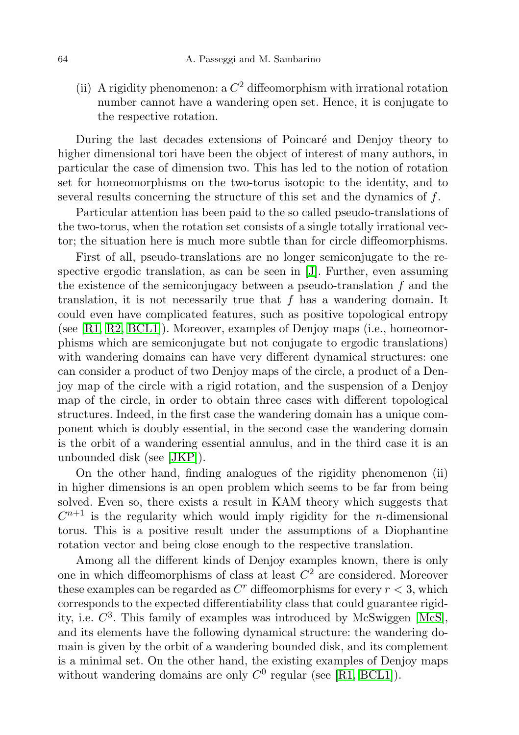(ii) A rigidity phenomenon: a $C^2$ diffeomorphism with irrational rotation number cannot have a wandering open set. Hence, it is conjugate to the respective rotation.

During the last decades extensions of Poincaré and Denjoy theory to higher dimensional tori have been the object of interest of many authors, in particular the case of dimension two. This has led to the notion of rotation set for homeomorphisms on the two-torus isotopic to the identity, and to several results concerning the structure of this set and the dynamics of $f$.

Particular attention has been paid to the so called pseudo-translations of the two-torus, when the rotation set consists of a single totally irrational vector; the situation here is much more subtle than for circle diffeomorphisms.

First of all, pseudo-translations are no longer semiconjugate to the respective ergodic translation, as can be seen in [J]. Further, even assuming the existence of the semiconjugacy between a pseudo-translation $f$ and the translation, it is not necessarily true that $f$ has a wandering domain. It could even have complicated features, such as positive topological entropy (see [R1, R2, BCL1]). Moreover, examples of Denjoy maps (i.e., homeomorphisms which are semiconjugate but not conjugate to ergodic translations) with wandering domains can have very different dynamical structures: one can consider a product of two Denjoy maps of the circle, a product of a Denjoy map of the circle with a rigid rotation, and the suspension of a Denjoy map of the circle, in order to obtain three cases with different topological structures. Indeed, in the first case the wandering domain has a unique component which is doubly essential, in the second case the wandering domain is the orbit of a wandering essential annulus, and in the third case it is an unbounded disk (see [JKP]).

On the other hand, finding analogues of the rigidity phenomenon (ii) in higher dimensions is an open problem which seems to be far from being solved. Even so, there exists a result in KAM theory which suggests that $C^{n+1}$ is the regularity which would imply rigidity for the $n$-dimensional torus. This is a positive result under the assumptions of a Diophantine rotation vector and being close enough to the respective translation.

Among all the different kinds of Denjoy examples known, there is only one in which diffeomorphisms of class at least $C^2$ are considered. Moreover these examples can be regarded as $C^r$ diffeomorphisms for every $r < 3$, which corresponds to the expected differentiability class that could guarantee rigidity, i.e. $C^3$. This family of examples was introduced by McSwiggen [McS], and its elements have the following dynamical structure: the wandering domain is given by the orbit of a wandering bounded disk, and its complement is a minimal set. On the other hand, the existing examples of Denjoy maps without wandering domains are only $C^0$ regular (see [R1, BCL1]).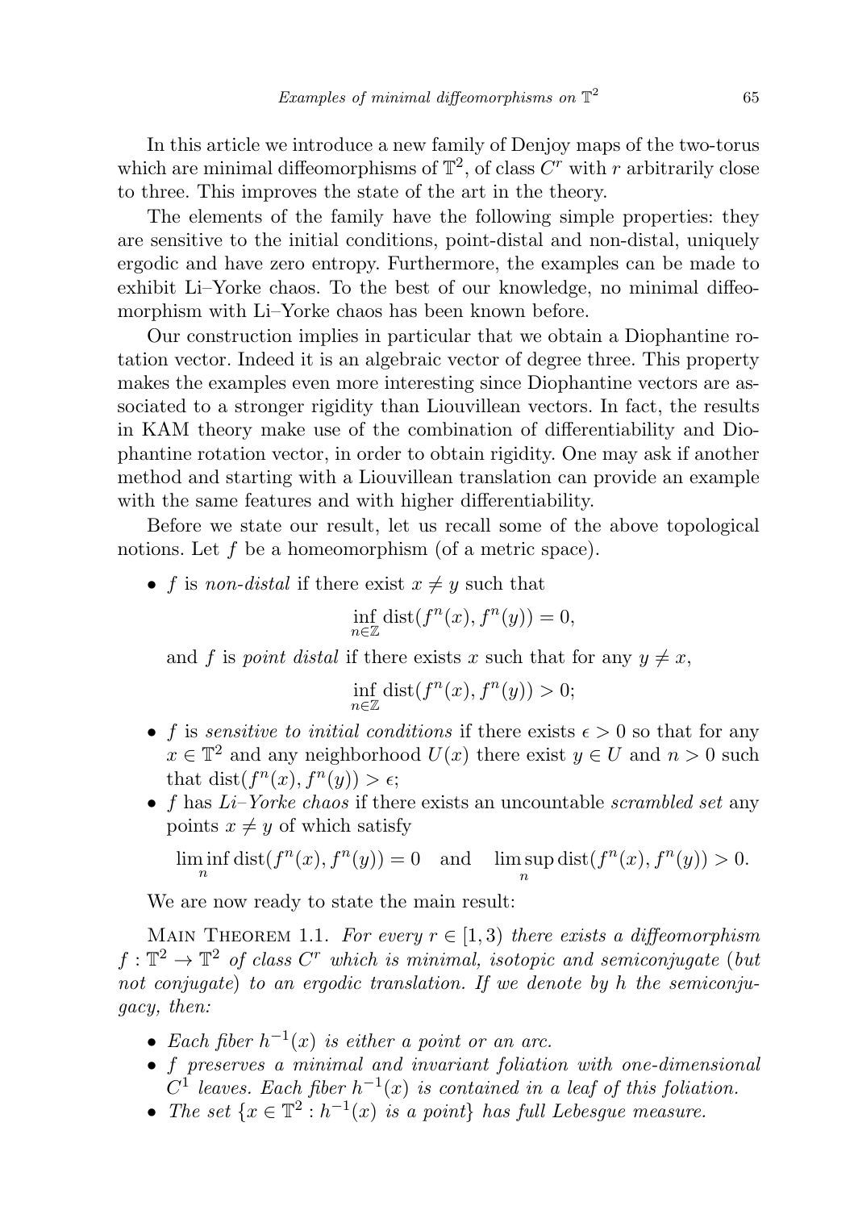In this article we introduce a new family of Denjoy maps of the two-torus which are minimal diffeomorphisms of $\mathbb{T}^2$, of class $C^r$ with $r$ arbitrarily close to three. This improves the state of the art in the theory.

The elements of the family have the following simple properties: they are sensitive to the initial conditions, point-distal and non-distal, uniquely ergodic and have zero entropy. Furthermore, the examples can be made to exhibit Li–Yorke chaos. To the best of our knowledge, no minimal diffeomorphism with Li–Yorke chaos has been known before.

Our construction implies in particular that we obtain a Diophantine rotation vector. Indeed it is an algebraic vector of degree three. This property makes the examples even more interesting since Diophantine vectors are associated to a stronger rigidity than Liouvillean vectors. In fact, the results in KAM theory make use of the combination of differentiability and Diophantine rotation vector, in order to obtain rigidity. One may ask if another method and starting with a Liouvillean translation can provide an example with the same features and with higher differentiability.

Before we state our result, let us recall some of the above topological notions. Let $f$ be a homeomorphism (of a metric space).

- $f$ is *non-distal* if there exist $x \neq y$ such that

$$\inf_{n\in\mathbb{Z}} \operatorname{dist}(f^n(x), f^n(y)) = 0,$$

  and $f$ is *point distal* if there exists $x$ such that for any $y \neq x$,

$$\inf_{n\in\mathbb{Z}} \operatorname{dist}(f^n(x), f^n(y)) > 0;$$

- $f$ is *sensitive to initial conditions* if there exists $\epsilon > 0$ so that for any $x \in \mathbb{T}^2$ and any neighborhood $U(x)$ there exist $y \in U$ and $n > 0$ such that $\operatorname{dist}(f^n(x), f^n(y)) > \epsilon$;
- $f$ has *Li–Yorke chaos* if there exists an uncountable *scrambled set* any points $x \neq y$ of which satisfy

$$\liminf_n \operatorname{dist}(f^n(x), f^n(y)) = 0 \quad \text{and} \quad \limsup_n \operatorname{dist}(f^n(x), f^n(y)) > 0.$$

We are now ready to state the main result:

Main Theorem 1.1. *For every $r \in [1, 3)$ there exists a diffeomorphism $f : \mathbb{T}^2 \to \mathbb{T}^2$ of class $C^r$ which is minimal, isotopic and semiconjugate* (*but not conjugate*) *to an ergodic translation. If we denote by $h$ the semiconjugacy, then:*

- *Each fiber $h^{-1}(x)$ is either a point or an arc.*
- *$f$ preserves a minimal and invariant foliation with one-dimensional $C^1$ leaves. Each fiber $h^{-1}(x)$ is contained in a leaf of this foliation.*
- *The set $\{x \in \mathbb{T}^2 : h^{-1}(x)$ is a point$\}$ has full Lebesgue measure.*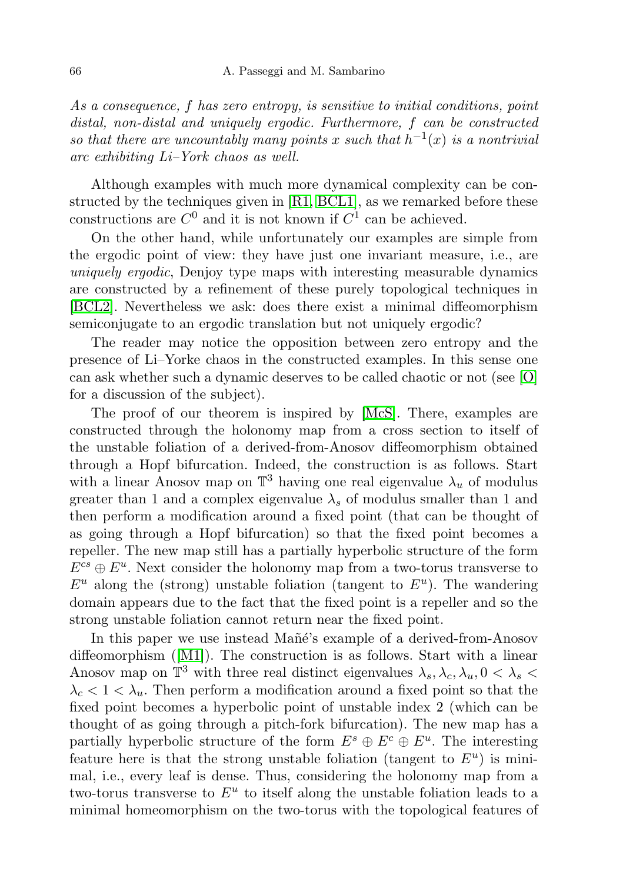*As a consequence, $f$ has zero entropy, is sensitive to initial conditions, point distal, non-distal and uniquely ergodic. Furthermore, $f$ can be constructed so that there are uncountably many points $x$ such that $h^{-1}(x)$ is a nontrivial arc exhibiting Li–York chaos as well.*

Although examples with much more dynamical complexity can be constructed by the techniques given in [R1, BCL1], as we remarked before these constructions are $C^0$ and it is not known if $C^1$ can be achieved.

On the other hand, while unfortunately our examples are simple from the ergodic point of view: they have just one invariant measure, i.e., are *uniquely ergodic*, Denjoy type maps with interesting measurable dynamics are constructed by a refinement of these purely topological techniques in [BCL2]. Nevertheless we ask: does there exist a minimal diffeomorphism semiconjugate to an ergodic translation but not uniquely ergodic?

The reader may notice the opposition between zero entropy and the presence of Li–Yorke chaos in the constructed examples. In this sense one can ask whether such a dynamic deserves to be called chaotic or not (see [O] for a discussion of the subject).

The proof of our theorem is inspired by [McS]. There, examples are constructed through the holonomy map from a cross section to itself of the unstable foliation of a derived-from-Anosov diffeomorphism obtained through a Hopf bifurcation. Indeed, the construction is as follows. Start with a linear Anosov map on $\mathbb{T}^3$ having one real eigenvalue $\lambda_u$ of modulus greater than 1 and a complex eigenvalue $\lambda_s$ of modulus smaller than 1 and then perform a modification around a fixed point (that can be thought of as going through a Hopf bifurcation) so that the fixed point becomes a repeller. The new map still has a partially hyperbolic structure of the form $E^{cs} \oplus E^u$. Next consider the holonomy map from a two-torus transverse to $E^u$ along the (strong) unstable foliation (tangent to $E^u$). The wandering domain appears due to the fact that the fixed point is a repeller and so the strong unstable foliation cannot return near the fixed point.

In this paper we use instead Mañé's example of a derived-from-Anosov diffeomorphism ([M1]). The construction is as follows. Start with a linear Anosov map on $\mathbb{T}^3$ with three real distinct eigenvalues $\lambda_s, \lambda_c, \lambda_u, 0 < \lambda_s < \lambda_c < 1 < \lambda_u$. Then perform a modification around a fixed point so that the fixed point becomes a hyperbolic point of unstable index 2 (which can be thought of as going through a pitch-fork bifurcation). The new map has a partially hyperbolic structure of the form $E^s \oplus E^c \oplus E^u$. The interesting feature here is that the strong unstable foliation (tangent to $E^u$) is minimal, i.e., every leaf is dense. Thus, considering the holonomy map from a two-torus transverse to $E^u$ to itself along the unstable foliation leads to a minimal homeomorphism on the two-torus with the topological features of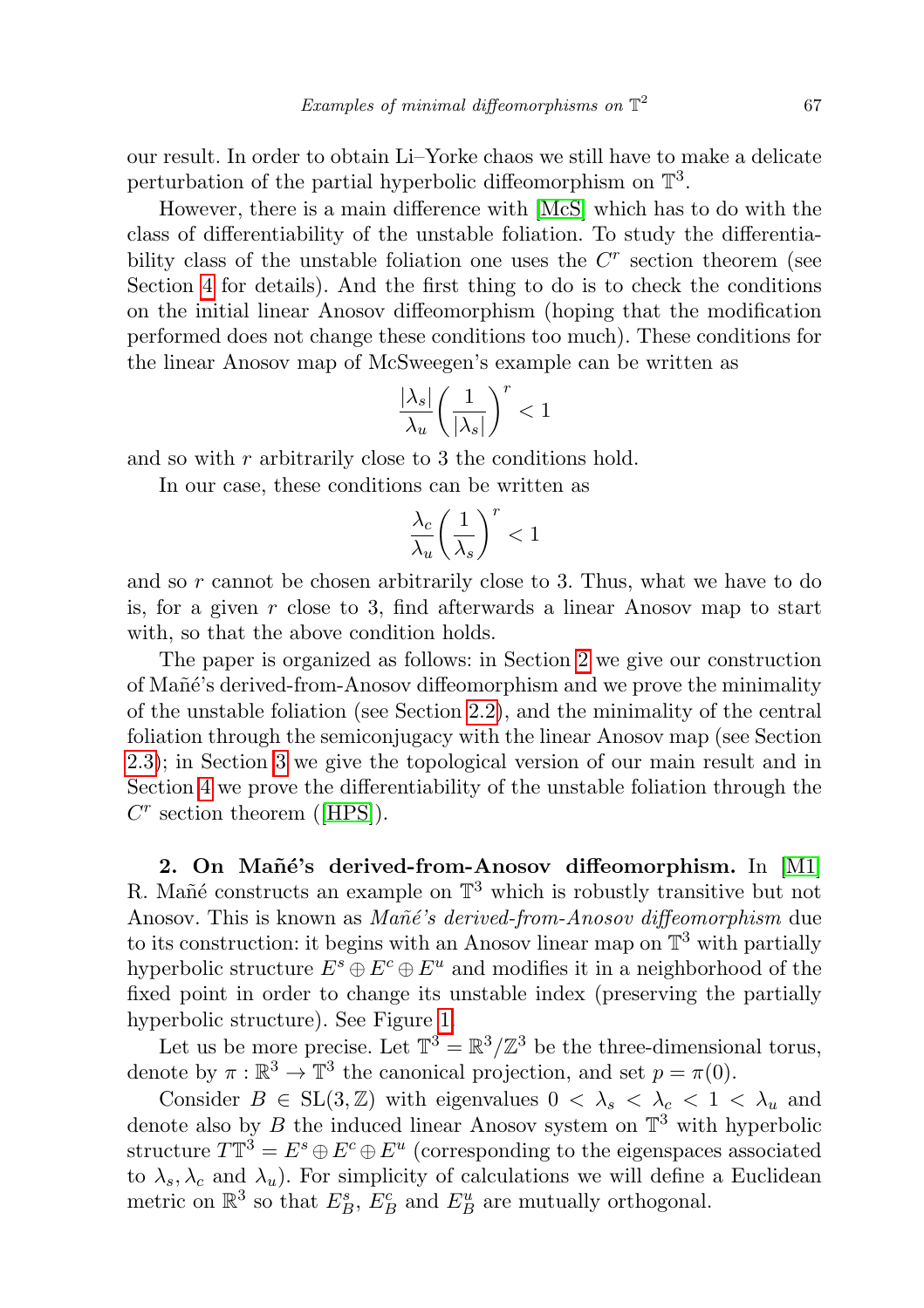our result. In order to obtain Li–Yorke chaos we still have to make a delicate perturbation of the partial hyperbolic diffeomorphism on $\mathbb{T}^3$.

However, there is a main difference with [McS] which has to do with the class of differentiability of the unstable foliation. To study the differentiability class of the unstable foliation one uses the $C^r$ section theorem (see Section 4 for details). And the first thing to do is to check the conditions on the initial linear Anosov diffeomorphism (hoping that the modification performed does not change these conditions too much). These conditions for the linear Anosov map of McSweegen's example can be written as

$$\frac{|\lambda_s|}{\lambda_u}\left(\frac{1}{|\lambda_s|}\right)^r < 1$$

and so with $r$ arbitrarily close to 3 the conditions hold.

In our case, these conditions can be written as

$$\frac{\lambda_c}{\lambda_u}\left(\frac{1}{\lambda_s}\right)^r < 1$$

and so $r$ cannot be chosen arbitrarily close to 3. Thus, what we have to do is, for a given $r$ close to 3, find afterwards a linear Anosov map to start with, so that the above condition holds.

The paper is organized as follows: in Section 2 we give our construction of Mañé's derived-from-Anosov diffeomorphism and we prove the minimality of the unstable foliation (see Section 2.2), and the minimality of the central foliation through the semiconjugacy with the linear Anosov map (see Section 2.3); in Section 3 we give the topological version of our main result and in Section 4 we prove the differentiability of the unstable foliation through the $C^r$ section theorem ([HPS]).

**2. On Mañé's derived-from-Anosov diffeomorphism.** In [M1] R. Mañé constructs an example on $\mathbb{T}^3$ which is robustly transitive but not Anosov. This is known as *Mañé's derived-from-Anosov diffeomorphism* due to its construction: it begins with an Anosov linear map on $\mathbb{T}^3$ with partially hyperbolic structure $E^s \oplus E^c \oplus E^u$ and modifies it in a neighborhood of the fixed point in order to change its unstable index (preserving the partially hyperbolic structure). See Figure 1.

Let us be more precise. Let $\mathbb{T}^3 = \mathbb{R}^3/\mathbb{Z}^3$ be the three-dimensional torus, denote by $\pi : \mathbb{R}^3 \to \mathbb{T}^3$ the canonical projection, and set $p = \pi(0)$.

Consider $B \in \mathrm{SL}(3,\mathbb{Z})$ with eigenvalues $0 < \lambda_s < \lambda_c < 1 < \lambda_u$ and denote also by $B$ the induced linear Anosov system on $\mathbb{T}^3$ with hyperbolic structure $T\mathbb{T}^3 = E^s \oplus E^c \oplus E^u$ (corresponding to the eigenspaces associated to $\lambda_s, \lambda_c$ and $\lambda_u$). For simplicity of calculations we will define a Euclidean metric on $\mathbb{R}^3$ so that $E^s_B$, $E^c_B$ and $E^u_B$ are mutually orthogonal.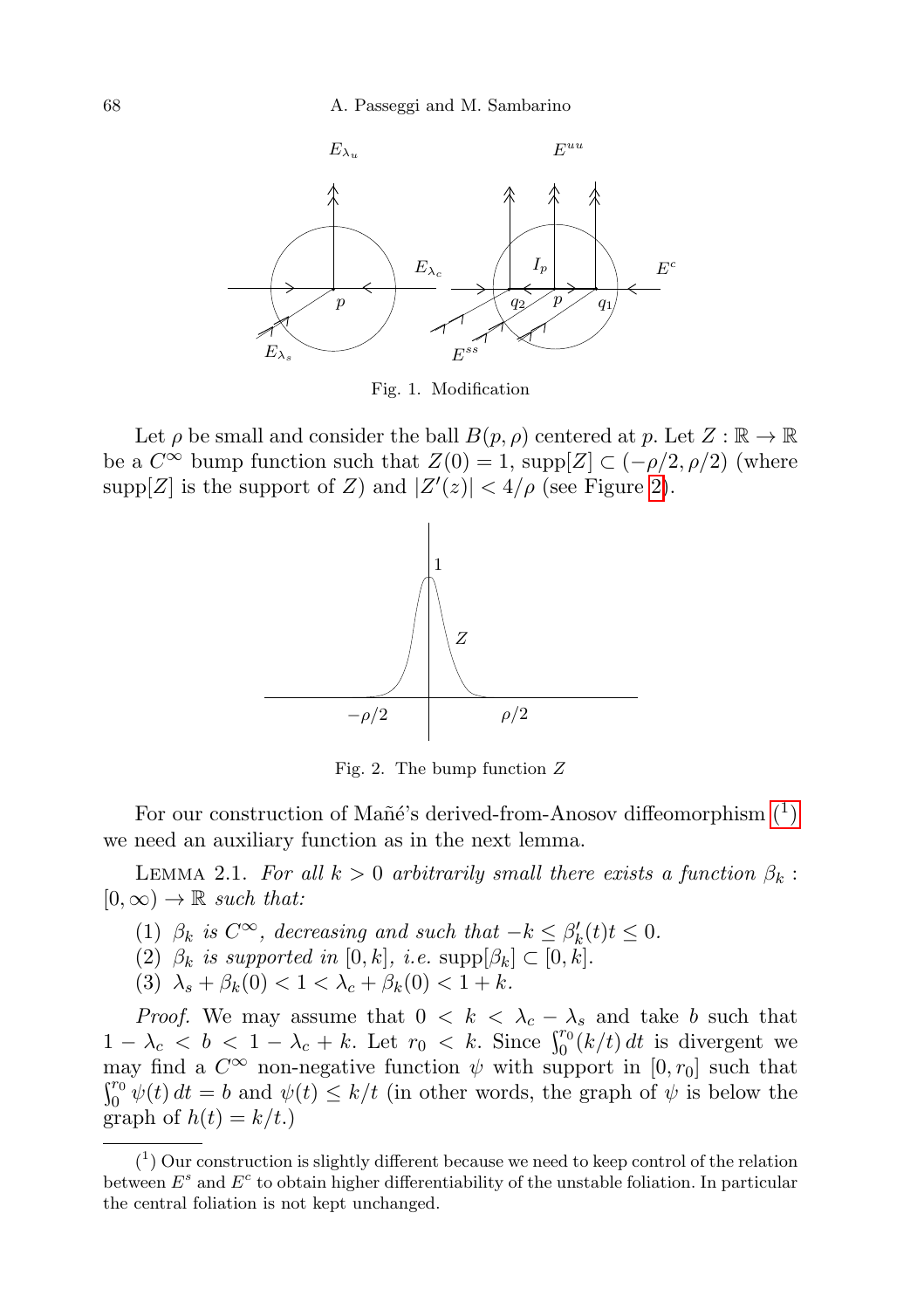Fig. 1. Modification

Let $\rho$ be small and consider the ball $B(p,\rho)$ centered at $p$. Let $Z:\mathbb{R}\to\mathbb{R}$ be a $C^\infty$ bump function such that $Z(0)=1$, $\operatorname{supp}[Z]\subset(-\rho/2,\rho/2)$ (where $\operatorname{supp}[Z]$ is the support of $Z$) and $|Z'(z)|<4/\rho$ (see Figure 2).

Fig. 2. The bump function $Z$

For our construction of Mañé's derived-from-Anosov diffeomorphism [1] we need an auxiliary function as in the next lemma.

Lemma 2.1. *For all $k>0$ arbitrarily small there exists a function $\beta_k:[0,\infty)\to\mathbb{R}$ such that:*

1. *$\beta_k$ is $C^\infty$, decreasing and such that $-k\le\beta_k'(t)t\le 0$.*
2. *$\beta_k$ is supported in $[0,k]$, i.e. $\operatorname{supp}[\beta_k]\subset[0,k]$.*
3. *$\lambda_s+\beta_k(0)<1<\lambda_c+\beta_k(0)<1+k$.*

*Proof.* We may assume that $0<k<\lambda_c-\lambda_s$ and take $b$ such that $1-\lambda_c<b<1-\lambda_c+k$. Let $r_0<k$. Since $\int_0^{r_0}(k/t)\,dt$ is divergent we may find a $C^\infty$ non-negative function $\psi$ with support in $[0,r_0]$ such that $\int_0^{r_0}\psi(t)\,dt=b$ and $\psi(t)\le k/t$ (in other words, the graph of $\psi$ is below the graph of $h(t)=k/t$.)

[1] Our construction is slightly different because we need to keep control of the relation between $E^s$ and $E^c$ to obtain higher differentiability of the unstable foliation. In particular the central foliation is not kept unchanged.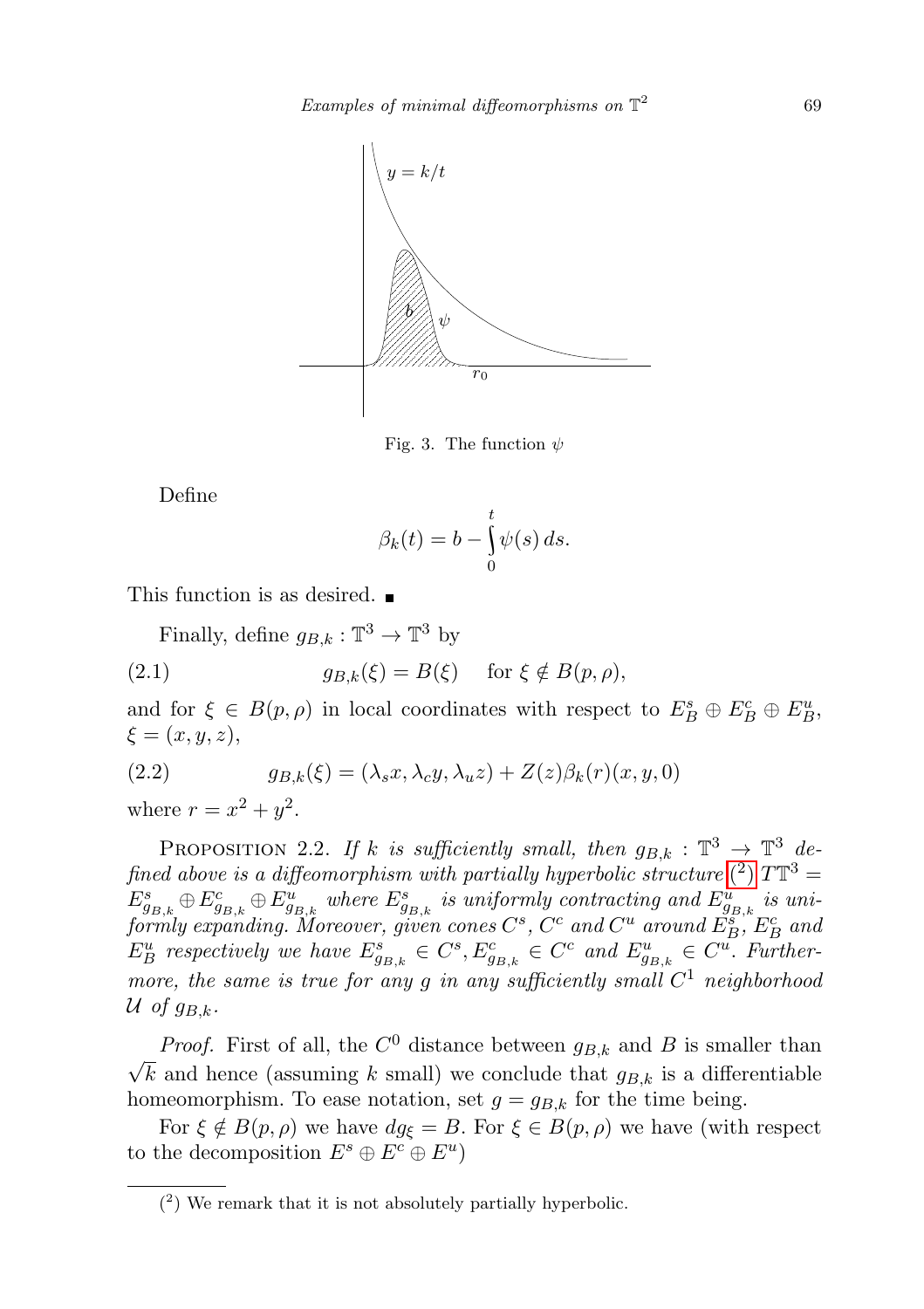Fig. 3. The function $\psi$

Define

$$\beta_k(t) = b - \int_0^t \psi(s)\, ds.$$

This function is as desired. ∎

Finally, define $g_{B,k} : \mathbb{T}^3 \to \mathbb{T}^3$ by

$$g_{B,k}(\xi) = B(\xi) \quad \text{for } \xi \notin B(p,\rho), \tag{2.1}$$

and for $\xi \in B(p,\rho)$ in local coordinates with respect to $E^s_B \oplus E^c_B \oplus E^u_B$, $\xi = (x,y,z)$,

$$g_{B,k}(\xi) = (\lambda_s x, \lambda_c y, \lambda_u z) + Z(z)\beta_k(r)(x,y,0) \tag{2.2}$$

where $r = x^2 + y^2$.

Proposition 2.2. *If $k$ is sufficiently small, then $g_{B,k} : \mathbb{T}^3 \to \mathbb{T}^3$ defined above is a diffeomorphism with partially hyperbolic structure* (2) $T\mathbb{T}^3 = E^s_{g_{B,k}} \oplus E^c_{g_{B,k}} \oplus E^u_{g_{B,k}}$ *where $E^s_{g_{B,k}}$ is uniformly contracting and $E^u_{g_{B,k}}$ is uniformly expanding. Moreover, given cones $C^s$, $C^c$ and $C^u$ around $E^s_B$, $E^c_B$ and $E^u_B$ respectively we have $E^s_{g_{B,k}} \in C^s$, $E^c_{g_{B,k}} \in C^c$ and $E^u_{g_{B,k}} \in C^u$. Furthermore, the same is true for any $g$ in any sufficiently small $C^1$ neighborhood $\mathcal{U}$ of $g_{B,k}$.*

*Proof.* First of all, the $C^0$ distance between $g_{B,k}$ and $B$ is smaller than $\sqrt{k}$ and hence (assuming $k$ small) we conclude that $g_{B,k}$ is a differentiable homeomorphism. To ease notation, set $g = g_{B,k}$ for the time being.

For $\xi \notin B(p,\rho)$ we have $dg_\xi = B$. For $\xi \in B(p,\rho)$ we have (with respect to the decomposition $E^s \oplus E^c \oplus E^u$)

(2) We remark that it is not absolutely partially hyperbolic.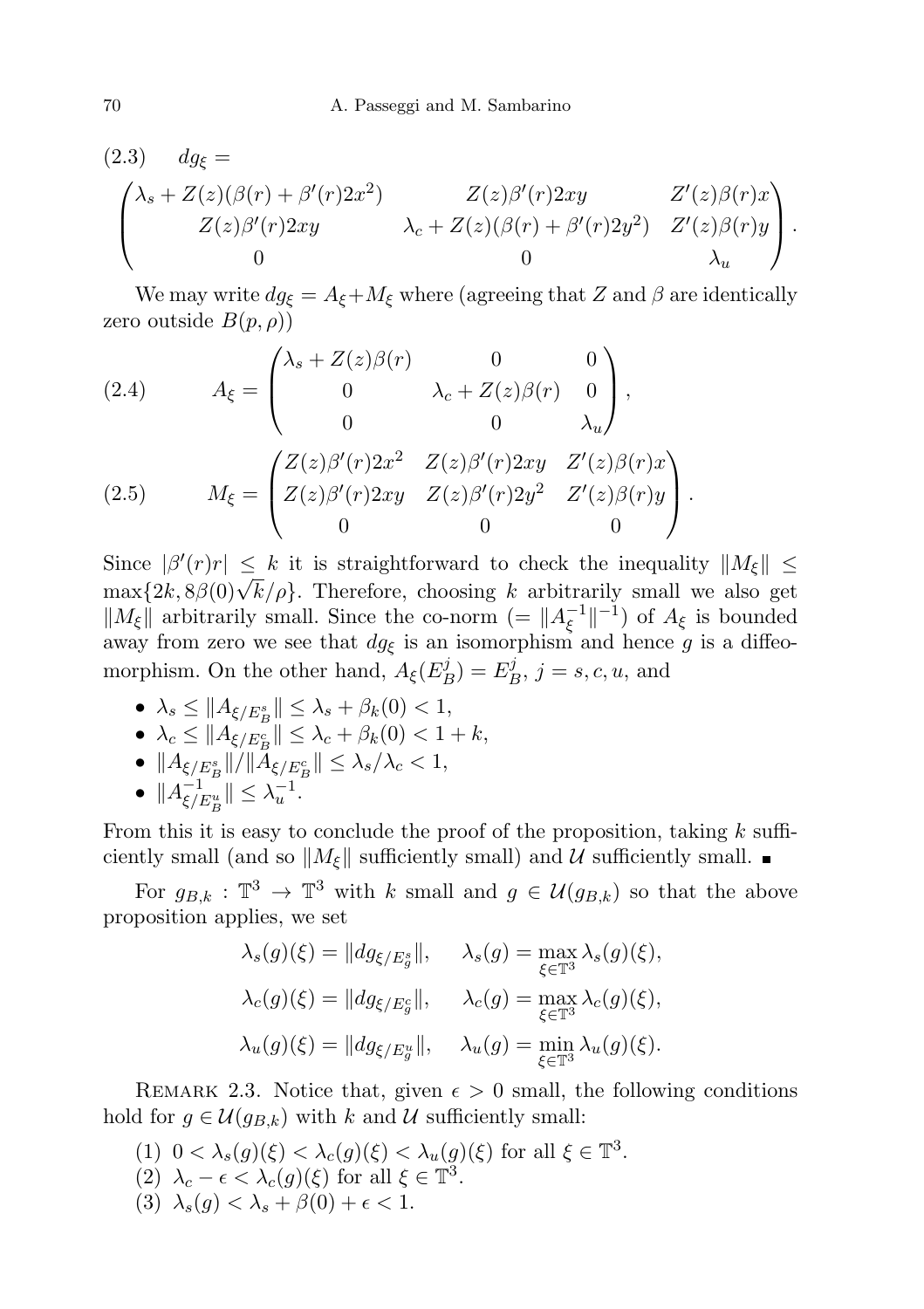$$(2.3)\qquad dg_\xi =$$

$$\begin{pmatrix} \lambda_s + Z(z)(\beta(r) + \beta'(r)2x^2) & Z(z)\beta'(r)2xy & Z'(z)\beta(r)x \\ Z(z)\beta'(r)2xy & \lambda_c + Z(z)(\beta(r) + \beta'(r)2y^2) & Z'(z)\beta(r)y \\ 0 & 0 & \lambda_u \end{pmatrix}.$$

We may write $dg_\xi = A_\xi + M_\xi$ where (agreeing that $Z$ and $\beta$ are identically zero outside $B(p, \rho)$)

$$(2.4)\qquad A_\xi = \begin{pmatrix} \lambda_s + Z(z)\beta(r) & 0 & 0 \\ 0 & \lambda_c + Z(z)\beta(r) & 0 \\ 0 & 0 & \lambda_u \end{pmatrix},$$

$$(2.5)\qquad M_\xi = \begin{pmatrix} Z(z)\beta'(r)2x^2 & Z(z)\beta'(r)2xy & Z'(z)\beta(r)x \\ Z(z)\beta'(r)2xy & Z(z)\beta'(r)2y^2 & Z'(z)\beta(r)y \\ 0 & 0 & 0 \end{pmatrix}.$$

Since $|\beta'(r)r| \le k$ it is straightforward to check the inequality $\|M_\xi\| \le \max\{2k, 8\beta(0)\sqrt{k}/\rho\}$. Therefore, choosing $k$ arbitrarily small we also get $\|M_\xi\|$ arbitrarily small. Since the co-norm ($= \|A_\xi^{-1}\|^{-1}$) of $A_\xi$ is bounded away from zero we see that $dg_\xi$ is an isomorphism and hence $g$ is a diffeomorphism. On the other hand, $A_\xi(E^j_B) = E^j_B$, $j = s, c, u$, and

- $\lambda_s \le \|A_{\xi/E^s_B}\| \le \lambda_s + \beta_k(0) < 1$,
- $\lambda_c \le \|A_{\xi/E^c_B}\| \le \lambda_c + \beta_k(0) < 1 + k$,
- $\|A_{\xi/E^s_B}\|/\|A_{\xi/E^c_B}\| \le \lambda_s/\lambda_c < 1$,
- $\|A^{-1}_{\xi/E^u_B}\| \le \lambda_u^{-1}$.

From this it is easy to conclude the proof of the proposition, taking $k$ sufficiently small (and so $\|M_\xi\|$ sufficiently small) and $\mathcal{U}$ sufficiently small. ∎

For $g_{B,k} : \mathbb{T}^3 \to \mathbb{T}^3$ with $k$ small and $g \in \mathcal{U}(g_{B,k})$ so that the above proposition applies, we set

$$\lambda_s(g)(\xi) = \|dg_{\xi/E^s_g}\|, \qquad \lambda_s(g) = \max_{\xi\in\mathbb{T}^3} \lambda_s(g)(\xi),$$

$$\lambda_c(g)(\xi) = \|dg_{\xi/E^c_g}\|, \qquad \lambda_c(g) = \max_{\xi\in\mathbb{T}^3} \lambda_c(g)(\xi),$$

$$\lambda_u(g)(\xi) = \|dg_{\xi/E^u_g}\|, \qquad \lambda_u(g) = \min_{\xi\in\mathbb{T}^3} \lambda_u(g)(\xi).$$

REMARK 2.3. Notice that, given $\epsilon > 0$ small, the following conditions hold for $g \in \mathcal{U}(g_{B,k})$ with $k$ and $\mathcal{U}$ sufficiently small:

(1) $0 < \lambda_s(g)(\xi) < \lambda_c(g)(\xi) < \lambda_u(g)(\xi)$ for all $\xi \in \mathbb{T}^3$.
(2) $\lambda_c - \epsilon < \lambda_c(g)(\xi)$ for all $\xi \in \mathbb{T}^3$.
(3) $\lambda_s(g) < \lambda_s + \beta(0) + \epsilon < 1$.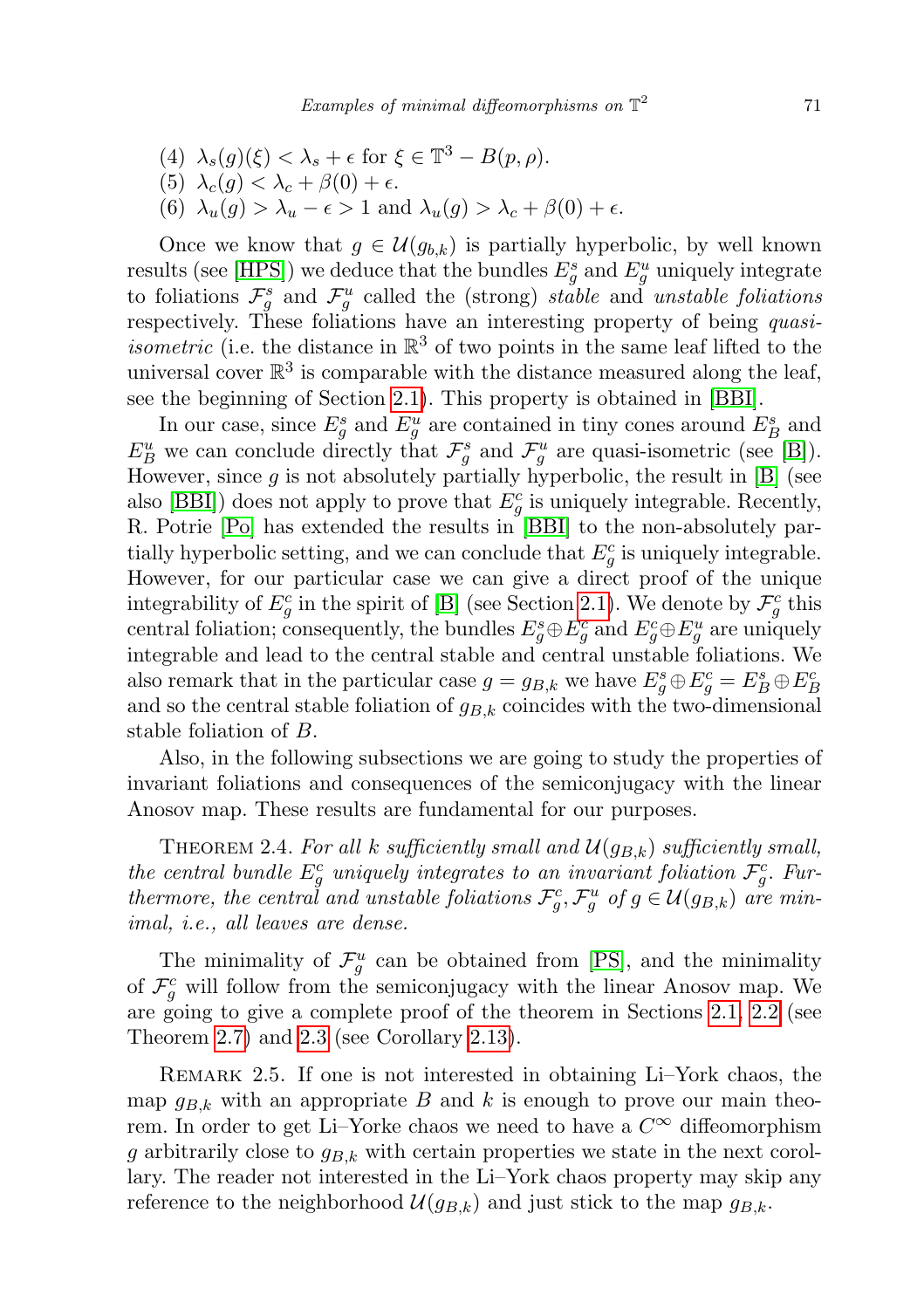(4) $\lambda_s(g)(\xi) < \lambda_s + \epsilon$ for $\xi \in \mathbb{T}^3 - B(p,\rho)$.
(5) $\lambda_c(g) < \lambda_c + \beta(0) + \epsilon$.
(6) $\lambda_u(g) > \lambda_u - \epsilon > 1$ and $\lambda_u(g) > \lambda_c + \beta(0) + \epsilon$.

Once we know that $g \in \mathcal{U}(g_{b,k})$ is partially hyperbolic, by well known results (see [HPS]) we deduce that the bundles $E^s_g$ and $E^u_g$ uniquely integrate to foliations $\mathcal{F}^s_g$ and $\mathcal{F}^u_g$ called the (strong) *stable* and *unstable foliations* respectively. These foliations have an interesting property of being *quasi-isometric* (i.e. the distance in $\mathbb{R}^3$ of two points in the same leaf lifted to the universal cover $\mathbb{R}^3$ is comparable with the distance measured along the leaf, see the beginning of Section 2.1). This property is obtained in [BBI].

In our case, since $E^s_g$ and $E^u_g$ are contained in tiny cones around $E^s_B$ and $E^u_B$ we can conclude directly that $\mathcal{F}^s_g$ and $\mathcal{F}^u_g$ are quasi-isometric (see [B]). However, since $g$ is not absolutely partially hyperbolic, the result in [B] (see also [BBI]) does not apply to prove that $E^c_g$ is uniquely integrable. Recently, R. Potrie [Po] has extended the results in [BBI] to the non-absolutely partially hyperbolic setting, and we can conclude that $E^c_g$ is uniquely integrable. However, for our particular case we can give a direct proof of the unique integrability of $E^c_g$ in the spirit of [B] (see Section 2.1). We denote by $\mathcal{F}^c_g$ this central foliation; consequently, the bundles $E^s_g \oplus E^c_g$ and $E^c_g \oplus E^u_g$ are uniquely integrable and lead to the central stable and central unstable foliations. We also remark that in the particular case $g = g_{B,k}$ we have $E^s_g \oplus E^c_g = E^s_B \oplus E^c_B$ and so the central stable foliation of $g_{B,k}$ coincides with the two-dimensional stable foliation of $B$.

Also, in the following subsections we are going to study the properties of invariant foliations and consequences of the semiconjugacy with the linear Anosov map. These results are fundamental for our purposes.

THEOREM 2.4. *For all $k$ sufficiently small and $\mathcal{U}(g_{B,k})$ sufficiently small, the central bundle $E^c_g$ uniquely integrates to an invariant foliation $\mathcal{F}^c_g$. Furthermore, the central and unstable foliations $\mathcal{F}^c_g, \mathcal{F}^u_g$ of $g \in \mathcal{U}(g_{B,k})$ are minimal, i.e., all leaves are dense.*

The minimality of $\mathcal{F}^u_g$ can be obtained from [PS], and the minimality of $\mathcal{F}^c_g$ will follow from the semiconjugacy with the linear Anosov map. We are going to give a complete proof of the theorem in Sections 2.1, 2.2 (see Theorem 2.7) and 2.3 (see Corollary 2.13).

REMARK 2.5. If one is not interested in obtaining Li–York chaos, the map $g_{B,k}$ with an appropriate $B$ and $k$ is enough to prove our main theorem. In order to get Li–Yorke chaos we need to have a $C^\infty$ diffeomorphism $g$ arbitrarily close to $g_{B,k}$ with certain properties we state in the next corollary. The reader not interested in the Li–York chaos property may skip any reference to the neighborhood $\mathcal{U}(g_{B,k})$ and just stick to the map $g_{B,k}$.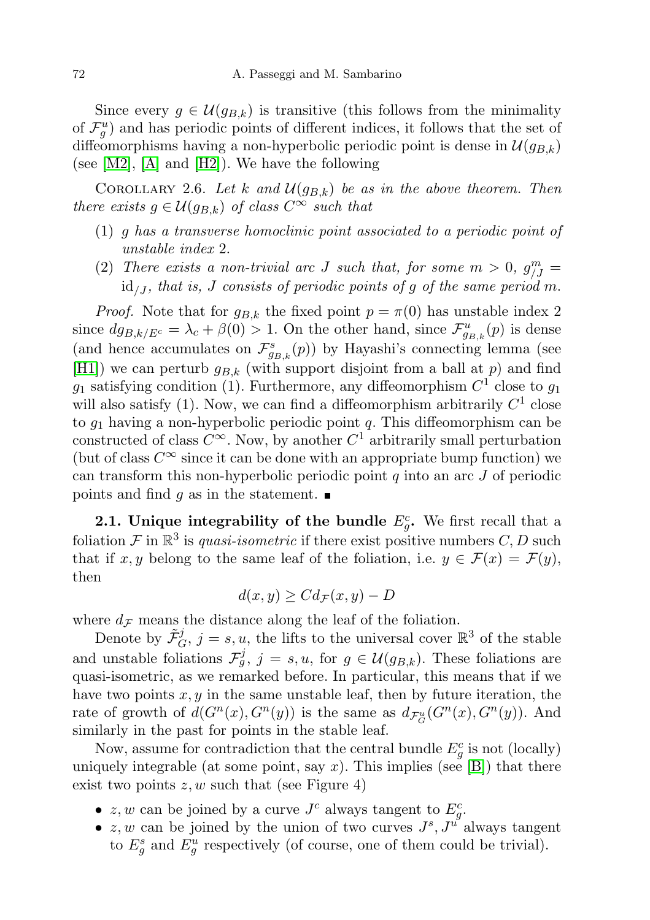Since every $g \in \mathcal{U}(g_{B,k})$ is transitive (this follows from the minimality of $\mathcal{F}^u_g$) and has periodic points of different indices, it follows that the set of diffeomorphisms having a non-hyperbolic periodic point is dense in $\mathcal{U}(g_{B,k})$ (see [M2], [A] and [H2]). We have the following

COROLLARY 2.6. *Let $k$ and $\mathcal{U}(g_{B,k})$ be as in the above theorem. Then there exists $g \in \mathcal{U}(g_{B,k})$ of class $C^\infty$ such that*

(1) *$g$ has a transverse homoclinic point associated to a periodic point of unstable index 2.*
(2) *There exists a non-trivial arc $J$ such that, for some $m > 0$, $g^m_{/J} = \mathrm{id}_{/J}$, that is, $J$ consists of periodic points of $g$ of the same period $m$.*

*Proof.* Note that for $g_{B,k}$ the fixed point $p = \pi(0)$ has unstable index 2 since $dg_{B,k/E^c} = \lambda_c + \beta(0) > 1$. On the other hand, since $\mathcal{F}^u_{g_{B,k}}(p)$ is dense (and hence accumulates on $\mathcal{F}^s_{g_{B,k}}(p)$) by Hayashi's connecting lemma (see [H1]) we can perturb $g_{B,k}$ (with support disjoint from a ball at $p$) and find $g_1$ satisfying condition (1). Furthermore, any diffeomorphism $C^1$ close to $g_1$ will also satisfy (1). Now, we can find a diffeomorphism arbitrarily $C^1$ close to $g_1$ having a non-hyperbolic periodic point $q$. This diffeomorphism can be constructed of class $C^\infty$. Now, by another $C^1$ arbitrarily small perturbation (but of class $C^\infty$ since it can be done with an appropriate bump function) we can transform this non-hyperbolic periodic point $q$ into an arc $J$ of periodic points and find $g$ as in the statement. ■

**2.1. Unique integrability of the bundle $E^c_g$.** We first recall that a foliation $\mathcal{F}$ in $\mathbb{R}^3$ is *quasi-isometric* if there exist positive numbers $C, D$ such that if $x, y$ belong to the same leaf of the foliation, i.e. $y \in \mathcal{F}(x) = \mathcal{F}(y)$, then

$$d(x, y) \geq C d_{\mathcal{F}}(x, y) - D$$

where $d_{\mathcal{F}}$ means the distance along the leaf of the foliation.

Denote by $\tilde{\mathcal{F}}^j_G$, $j = s, u$, the lifts to the universal cover $\mathbb{R}^3$ of the stable and unstable foliations $\mathcal{F}^j_g$, $j = s, u$, for $g \in \mathcal{U}(g_{B,k})$. These foliations are quasi-isometric, as we remarked before. In particular, this means that if we have two points $x, y$ in the same unstable leaf, then by future iteration, the rate of growth of $d(G^n(x), G^n(y))$ is the same as $d_{\mathcal{F}^u_G}(G^n(x), G^n(y))$. And similarly in the past for points in the stable leaf.

Now, assume for contradiction that the central bundle $E^c_g$ is not (locally) uniquely integrable (at some point, say $x$). This implies (see [B]) that there exist two points $z, w$ such that (see Figure 4)

- $z, w$ can be joined by a curve $J^c$ always tangent to $E^c_g$.
- $z, w$ can be joined by the union of two curves $J^s, J^u$ always tangent to $E^s_g$ and $E^u_g$ respectively (of course, one of them could be trivial).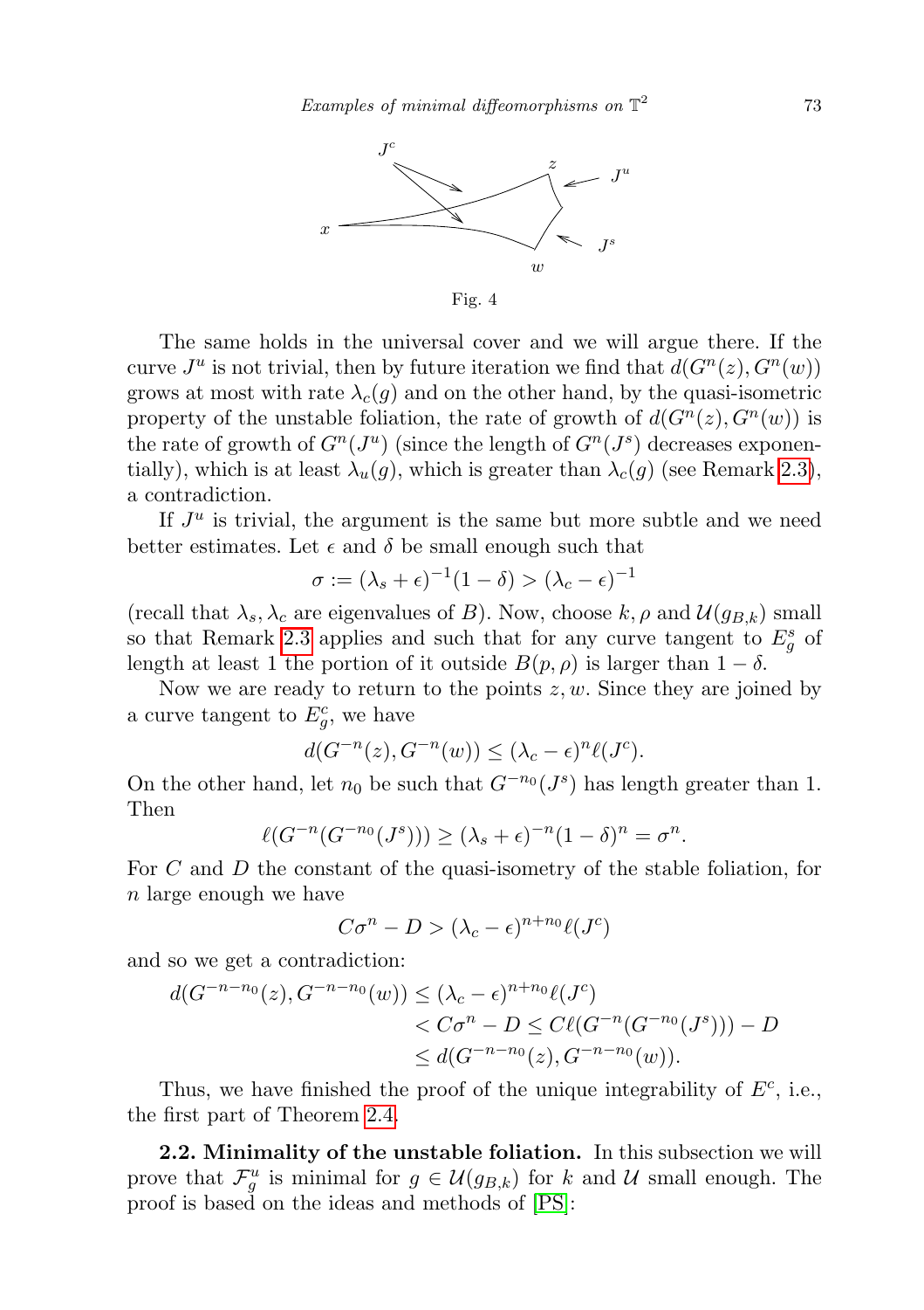Fig. 4

The same holds in the universal cover and we will argue there. If the curve $J^u$ is not trivial, then by future iteration we find that $d(G^n(z), G^n(w))$ grows at most with rate $\lambda_c(g)$ and on the other hand, by the quasi-isometric property of the unstable foliation, the rate of growth of $d(G^n(z), G^n(w))$ is the rate of growth of $G^n(J^u)$ (since the length of $G^n(J^s)$ decreases exponentially), which is at least $\lambda_u(g)$, which is greater than $\lambda_c(g)$ (see Remark 2.3), a contradiction.

If $J^u$ is trivial, the argument is the same but more subtle and we need better estimates. Let $\epsilon$ and $\delta$ be small enough such that

$$\sigma := (\lambda_s + \epsilon)^{-1}(1 - \delta) > (\lambda_c - \epsilon)^{-1}$$

(recall that $\lambda_s, \lambda_c$ are eigenvalues of $B$). Now, choose $k, \rho$ and $\mathcal{U}(g_{B,k})$ small so that Remark 2.3 applies and such that for any curve tangent to $E^s_g$ of length at least 1 the portion of it outside $B(p, \rho)$ is larger than $1 - \delta$.

Now we are ready to return to the points $z, w$. Since they are joined by a curve tangent to $E^c_g$, we have

$$d(G^{-n}(z), G^{-n}(w)) \leq (\lambda_c - \epsilon)^n \ell(J^c).$$

On the other hand, let $n_0$ be such that $G^{-n_0}(J^s)$ has length greater than 1. Then

$$\ell(G^{-n}(G^{-n_0}(J^s))) \geq (\lambda_s + \epsilon)^{-n}(1 - \delta)^n = \sigma^n.$$

For $C$ and $D$ the constant of the quasi-isometry of the stable foliation, for $n$ large enough we have

$$C\sigma^n - D > (\lambda_c - \epsilon)^{n+n_0} \ell(J^c)$$

and so we get a contradiction:

$$\begin{aligned}
d(G^{-n-n_0}(z), G^{-n-n_0}(w)) &\leq (\lambda_c - \epsilon)^{n+n_0} \ell(J^c) \\
&< C\sigma^n - D \leq C\ell(G^{-n}(G^{-n_0}(J^s))) - D \\
&\leq d(G^{-n-n_0}(z), G^{-n-n_0}(w)).
\end{aligned}$$

Thus, we have finished the proof of the unique integrability of $E^c$, i.e., the first part of Theorem 2.4.

**2.2. Minimality of the unstable foliation.** In this subsection we will prove that $\mathcal{F}^u_g$ is minimal for $g \in \mathcal{U}(g_{B,k})$ for $k$ and $\mathcal{U}$ small enough. The proof is based on the ideas and methods of [PS]: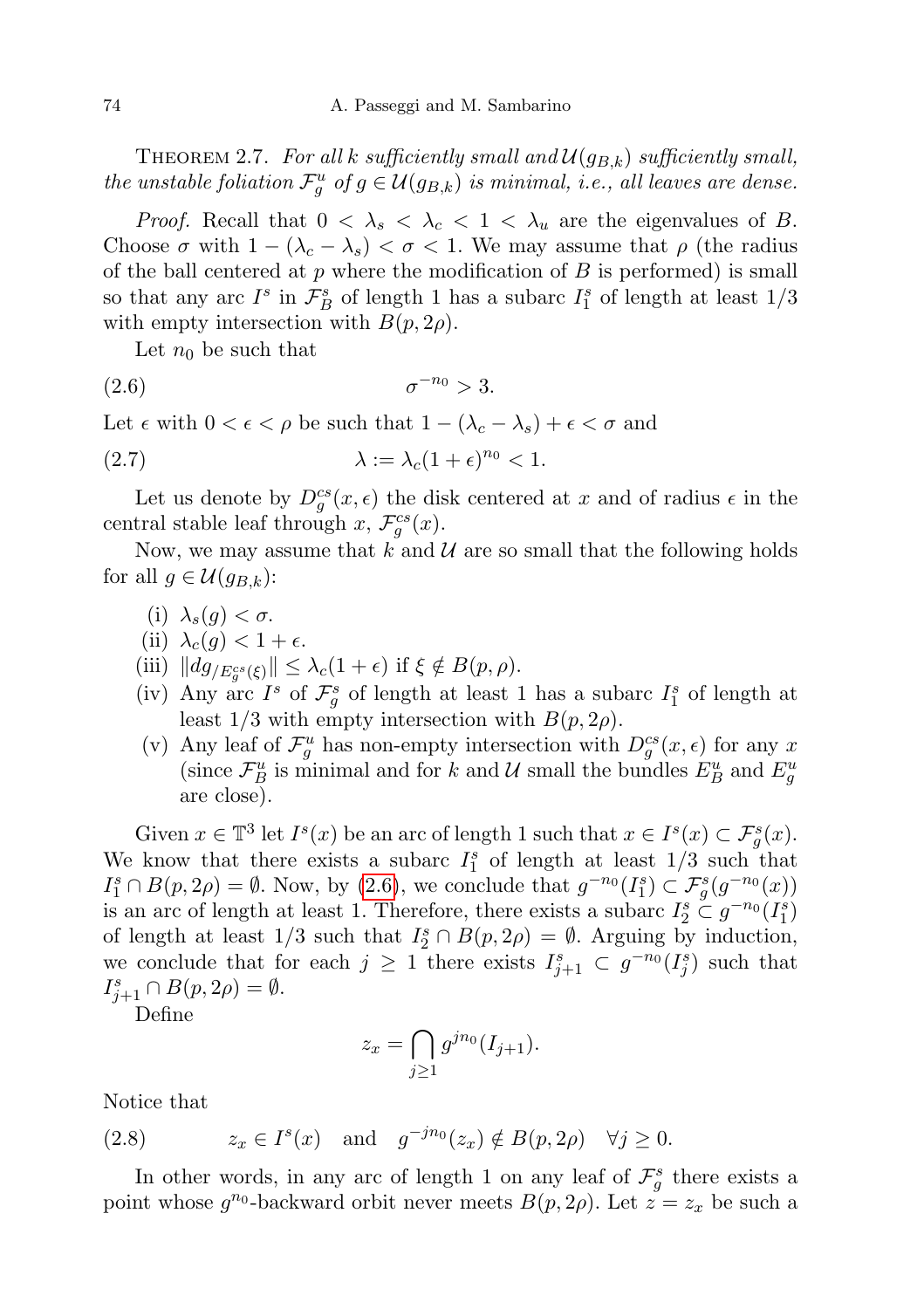THEOREM 2.7. *For all $k$ sufficiently small and $\mathcal{U}(g_{B,k})$ sufficiently small, the unstable foliation $\mathcal{F}^u_g$ of $g \in \mathcal{U}(g_{B,k})$ is minimal, i.e., all leaves are dense.*

*Proof.* Recall that $0 < \lambda_s < \lambda_c < 1 < \lambda_u$ are the eigenvalues of $B$. Choose $\sigma$ with $1 - (\lambda_c - \lambda_s) < \sigma < 1$. We may assume that $\rho$ (the radius of the ball centered at $p$ where the modification of $B$ is performed) is small so that any arc $I^s$ in $\mathcal{F}^s_B$ of length 1 has a subarc $I^s_1$ of length at least 1/3 with empty intersection with $B(p, 2\rho)$.

Let $n_0$ be such that

$$\sigma^{-n_0} > 3. \tag{2.6}$$

Let $\epsilon$ with $0 < \epsilon < \rho$ be such that $1 - (\lambda_c - \lambda_s) + \epsilon < \sigma$ and

$$\lambda := \lambda_c(1+\epsilon)^{n_0} < 1. \tag{2.7}$$

Let us denote by $D^{cs}_g(x, \epsilon)$ the disk centered at $x$ and of radius $\epsilon$ in the central stable leaf through $x$, $\mathcal{F}^{cs}_g(x)$.

Now, we may assume that $k$ and $\mathcal{U}$ are so small that the following holds for all $g \in \mathcal{U}(g_{B,k})$:

- (i) $\lambda_s(g) < \sigma$.
- (ii) $\lambda_c(g) < 1 + \epsilon$.
- (iii) $\|dg_{/E^{cs}_g(\xi)}\| \leq \lambda_c(1+\epsilon)$ if $\xi \notin B(p, \rho)$.
- (iv) Any arc $I^s$ of $\mathcal{F}^s_g$ of length at least 1 has a subarc $I^s_1$ of length at least 1/3 with empty intersection with $B(p, 2\rho)$.
- (v) Any leaf of $\mathcal{F}^u_g$ has non-empty intersection with $D^{cs}_g(x, \epsilon)$ for any $x$ (since $\mathcal{F}^u_B$ is minimal and for $k$ and $\mathcal{U}$ small the bundles $E^u_B$ and $E^u_g$ are close).

Given $x \in \mathbb{T}^3$ let $I^s(x)$ be an arc of length 1 such that $x \in I^s(x) \subset \mathcal{F}^s_g(x)$. We know that there exists a subarc $I^s_1$ of length at least 1/3 such that $I^s_1 \cap B(p, 2\rho) = \emptyset$. Now, by (2.6), we conclude that $g^{-n_0}(I^s_1) \subset \mathcal{F}^s_g(g^{-n_0}(x))$ is an arc of length at least 1. Therefore, there exists a subarc $I^s_2 \subset g^{-n_0}(I^s_1)$ of length at least 1/3 such that $I^s_2 \cap B(p, 2\rho) = \emptyset$. Arguing by induction, we conclude that for each $j \geq 1$ there exists $I^s_{j+1} \subset g^{-n_0}(I^s_j)$ such that $I^s_{j+1} \cap B(p, 2\rho) = \emptyset$.

Define

$$z_x = \bigcap_{j \geq 1} g^{jn_0}(I_{j+1}).$$

Notice that

$$z_x \in I^s(x) \quad \text{and} \quad g^{-jn_0}(z_x) \notin B(p, 2\rho) \quad \forall j \geq 0. \tag{2.8}$$

In other words, in any arc of length 1 on any leaf of $\mathcal{F}^s_g$ there exists a point whose $g^{n_0}$-backward orbit never meets $B(p, 2\rho)$. Let $z = z_x$ be such a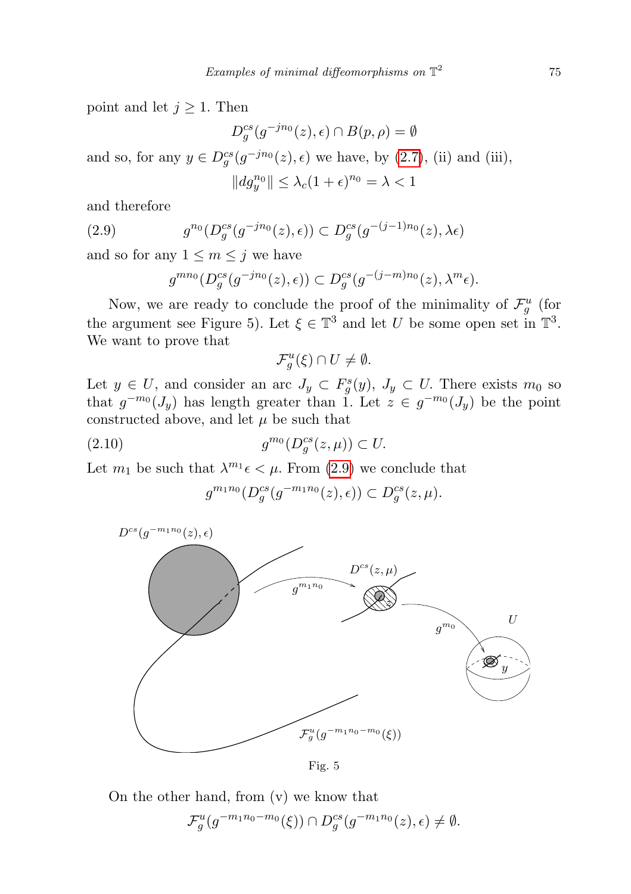point and let $j \geq 1$. Then

$$D^{cs}_g(g^{-jn_0}(z), \epsilon) \cap B(p, \rho) = \emptyset$$

and so, for any $y \in D^{cs}_g(g^{-jn_0}(z), \epsilon)$ we have, by (2.7), (ii) and (iii),

$$\|dg^{n_0}_y\| \leq \lambda_c(1+\epsilon)^{n_0} = \lambda < 1$$

and therefore

$$g^{n_0}(D^{cs}_g(g^{-jn_0}(z), \epsilon)) \subset D^{cs}_g(g^{-(j-1)n_0}(z), \lambda\epsilon) \tag{2.9}$$

and so for any $1 \leq m \leq j$ we have

$$g^{mn_0}(D^{cs}_g(g^{-jn_0}(z), \epsilon)) \subset D^{cs}_g(g^{-(j-m)n_0}(z), \lambda^m\epsilon).$$

Now, we are ready to conclude the proof of the minimality of $\mathcal{F}^u_g$ (for the argument see Figure 5). Let $\xi \in \mathbb{T}^3$ and let $U$ be some open set in $\mathbb{T}^3$. We want to prove that

$$\mathcal{F}^u_g(\xi) \cap U \neq \emptyset.$$

Let $y \in U$, and consider an arc $J_y \subset F^s_g(y)$, $J_y \subset U$. There exists $m_0$ so that $g^{-m_0}(J_y)$ has length greater than 1. Let $z \in g^{-m_0}(J_y)$ be the point constructed above, and let $\mu$ be such that

$$g^{m_0}(D^{cs}_g(z, \mu)) \subset U. \tag{2.10}$$

Let $m_1$ be such that $\lambda^{m_1}\epsilon < \mu$. From (2.9) we conclude that

$$g^{m_1n_0}(D^{cs}_g(g^{-m_1n_0}(z), \epsilon)) \subset D^{cs}_g(z, \mu).$$

Fig. 5

On the other hand, from (v) we know that

$$\mathcal{F}^u_g(g^{-m_1n_0-m_0}(\xi)) \cap D^{cs}_g(g^{-m_1n_0}(z), \epsilon) \neq \emptyset.$$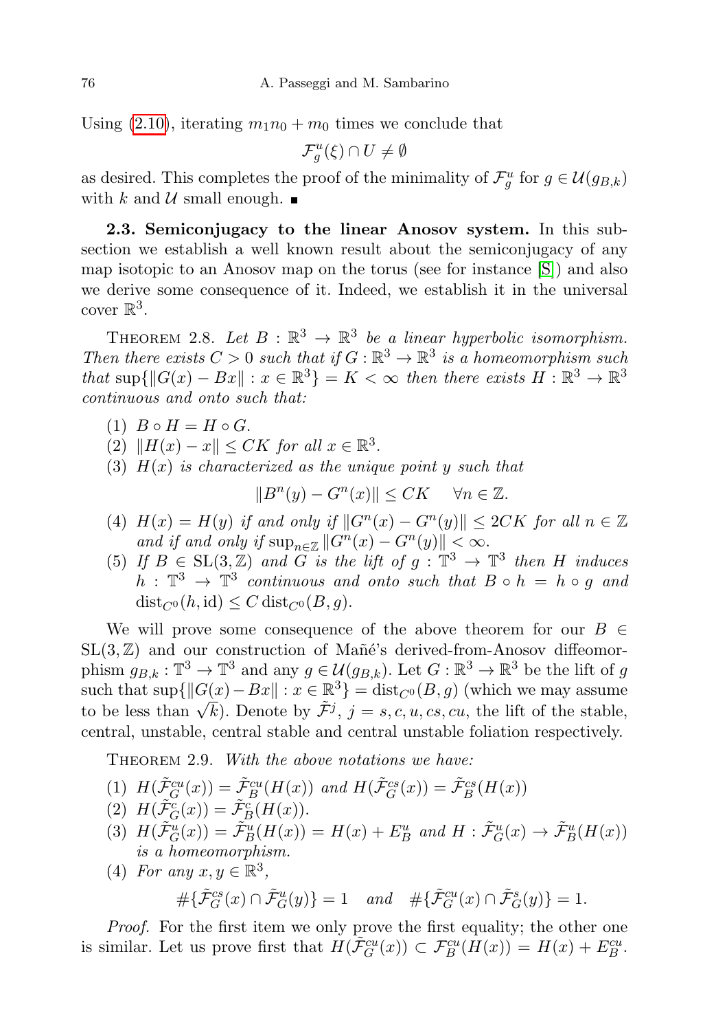Using (2.10), iterating $m_1 n_0 + m_0$ times we conclude that

$$\mathcal{F}_g^u(\xi) \cap U \neq \emptyset$$

as desired. This completes the proof of the minimality of $\mathcal{F}_g^u$ for $g \in \mathcal{U}(g_{B,k})$ with $k$ and $\mathcal{U}$ small enough. ■

**2.3. Semiconjugacy to the linear Anosov system.** In this subsection we establish a well known result about the semiconjugacy of any map isotopic to an Anosov map on the torus (see for instance [S]) and also we derive some consequence of it. Indeed, we establish it in the universal cover $\mathbb{R}^3$.

Theorem 2.8. *Let $B : \mathbb{R}^3 \to \mathbb{R}^3$ be a linear hyperbolic isomorphism. Then there exists $C > 0$ such that if $G : \mathbb{R}^3 \to \mathbb{R}^3$ is a homeomorphism such that* $\sup\{\|G(x) - Bx\| : x \in \mathbb{R}^3\} = K < \infty$ *then there exists $H : \mathbb{R}^3 \to \mathbb{R}^3$ continuous and onto such that:*

1. *$B \circ H = H \circ G$.*
2. *$\|H(x) - x\| \leq CK$ for all $x \in \mathbb{R}^3$.*
3. *$H(x)$ is characterized as the unique point $y$ such that*
$$\|B^n(y) - G^n(x)\| \leq CK \quad \forall n \in \mathbb{Z}.$$
4. *$H(x) = H(y)$ if and only if $\|G^n(x) - G^n(y)\| \leq 2CK$ for all $n \in \mathbb{Z}$ and if and only if $\sup_{n\in\mathbb{Z}} \|G^n(x) - G^n(y)\| < \infty$.*
5. *If $B \in \mathrm{SL}(3, \mathbb{Z})$ and $G$ is the lift of $g : \mathbb{T}^3 \to \mathbb{T}^3$ then $H$ induces $h : \mathbb{T}^3 \to \mathbb{T}^3$ continuous and onto such that $B \circ h = h \circ g$ and $\mathrm{dist}_{C^0}(h, \mathrm{id}) \leq C \, \mathrm{dist}_{C^0}(B, g)$.*

We will prove some consequence of the above theorem for our $B \in \mathrm{SL}(3, \mathbb{Z})$ and our construction of Mañé's derived-from-Anosov diffeomorphism $g_{B,k} : \mathbb{T}^3 \to \mathbb{T}^3$ and any $g \in \mathcal{U}(g_{B,k})$. Let $G : \mathbb{R}^3 \to \mathbb{R}^3$ be the lift of $g$ such that $\sup\{\|G(x) - Bx\| : x \in \mathbb{R}^3\} = \mathrm{dist}_{C^0}(B, g)$ (which we may assume to be less than $\sqrt{k}$). Denote by $\tilde{\mathcal{F}}^j$, $j = s, c, u, cs, cu$, the lift of the stable, central, unstable, central stable and central unstable foliation respectively.

Theorem 2.9. *With the above notations we have:*

1. *$H(\tilde{\mathcal{F}}_G^{cu}(x)) = \tilde{\mathcal{F}}_B^{cu}(H(x))$ and $H(\tilde{\mathcal{F}}_G^{cs}(x)) = \tilde{\mathcal{F}}_B^{cs}(H(x))$*
2. *$H(\tilde{\mathcal{F}}_G^{c}(x)) = \tilde{\mathcal{F}}_B^{c}(H(x))$.*
3. *$H(\tilde{\mathcal{F}}_G^{u}(x)) = \tilde{\mathcal{F}}_B^{u}(H(x)) = H(x) + E_B^u$ and $H : \tilde{\mathcal{F}}_G^{u}(x) \to \tilde{\mathcal{F}}_B^{u}(H(x))$ is a homeomorphism.*
4. *For any $x, y \in \mathbb{R}^3$,*
$$\#\{\tilde{\mathcal{F}}_G^{cs}(x) \cap \tilde{\mathcal{F}}_G^{u}(y)\} = 1 \quad \text{and} \quad \#\{\tilde{\mathcal{F}}_G^{cu}(x) \cap \tilde{\mathcal{F}}_G^{s}(y)\} = 1.$$

*Proof.* For the first item we only prove the first equality; the other one is similar. Let us prove first that $H(\tilde{\mathcal{F}}_G^{cu}(x)) \subset \mathcal{F}_B^{cu}(H(x)) = H(x) + E_B^{cu}$.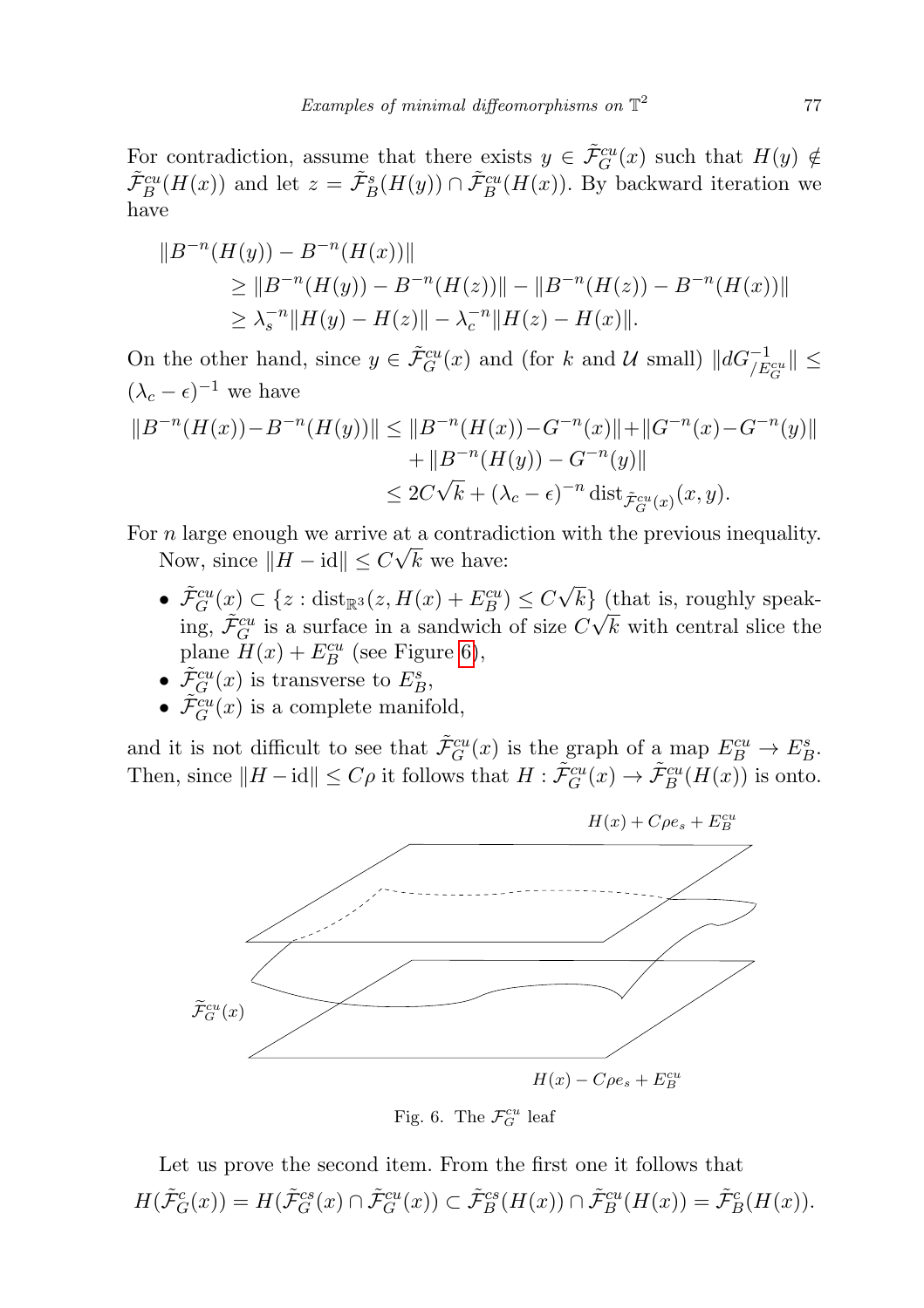For contradiction, assume that there exists $y \in \tilde{\mathcal{F}}^{cu}_G(x)$ such that $H(y) \notin \tilde{\mathcal{F}}^{cu}_B(H(x))$ and let $z = \tilde{\mathcal{F}}^s_B(H(y)) \cap \tilde{\mathcal{F}}^{cu}_B(H(x))$. By backward iteration we have

$$
\begin{aligned}
&\|B^{-n}(H(y)) - B^{-n}(H(x))\| \\
&\qquad \geq \|B^{-n}(H(y)) - B^{-n}(H(z))\| - \|B^{-n}(H(z)) - B^{-n}(H(x))\| \\
&\qquad \geq \lambda_s^{-n}\|H(y) - H(z)\| - \lambda_c^{-n}\|H(z) - H(x)\|.
\end{aligned}
$$

On the other hand, since $y \in \tilde{\mathcal{F}}^{cu}_G(x)$ and (for $k$ and $\mathcal{U}$ small) $\|dG^{-1}_{/E^{cu}_G}\| \leq (\lambda_c - \epsilon)^{-1}$ we have

$$
\begin{aligned}
\|B^{-n}(H(x)) - B^{-n}(H(y))\| &\leq \|B^{-n}(H(x)) - G^{-n}(x)\| + \|G^{-n}(x) - G^{-n}(y)\| \\
&\quad + \|B^{-n}(H(y)) - G^{-n}(y)\| \\
&\leq 2C\sqrt{k} + (\lambda_c - \epsilon)^{-n} \operatorname{dist}_{\tilde{\mathcal{F}}^{cu}_G(x)}(x, y).
\end{aligned}
$$

For $n$ large enough we arrive at a contradiction with the previous inequality.

Now, since $\|H - \mathrm{id}\| \leq C\sqrt{k}$ we have:

- $\tilde{\mathcal{F}}^{cu}_G(x) \subset \{z : \operatorname{dist}_{\mathbb{R}^3}(z, H(x) + E^{cu}_B) \leq C\sqrt{k}\}$ (that is, roughly speaking, $\tilde{\mathcal{F}}^{cu}_G$ is a surface in a sandwich of size $C\sqrt{k}$ with central slice the plane $H(x) + E^{cu}_B$ (see Figure 6),
- $\tilde{\mathcal{F}}^{cu}_G(x)$ is transverse to $E^s_B$,
- $\tilde{\mathcal{F}}^{cu}_G(x)$ is a complete manifold,

and it is not difficult to see that $\tilde{\mathcal{F}}^{cu}_G(x)$ is the graph of a map $E^{cu}_B \to E^s_B$. Then, since $\|H - \mathrm{id}\| \leq C\rho$ it follows that $H : \tilde{\mathcal{F}}^{cu}_G(x) \to \tilde{\mathcal{F}}^{cu}_B(H(x))$ is onto.

Fig. 6. The $\mathcal{F}^{cu}_G$ leaf

Let us prove the second item. From the first one it follows that

$$
H(\tilde{\mathcal{F}}^c_G(x)) = H(\tilde{\mathcal{F}}^{cs}_G(x) \cap \tilde{\mathcal{F}}^{cu}_G(x)) \subset \tilde{\mathcal{F}}^{cs}_B(H(x)) \cap \tilde{\mathcal{F}}^{cu}_B(H(x)) = \tilde{\mathcal{F}}^c_B(H(x)).
$$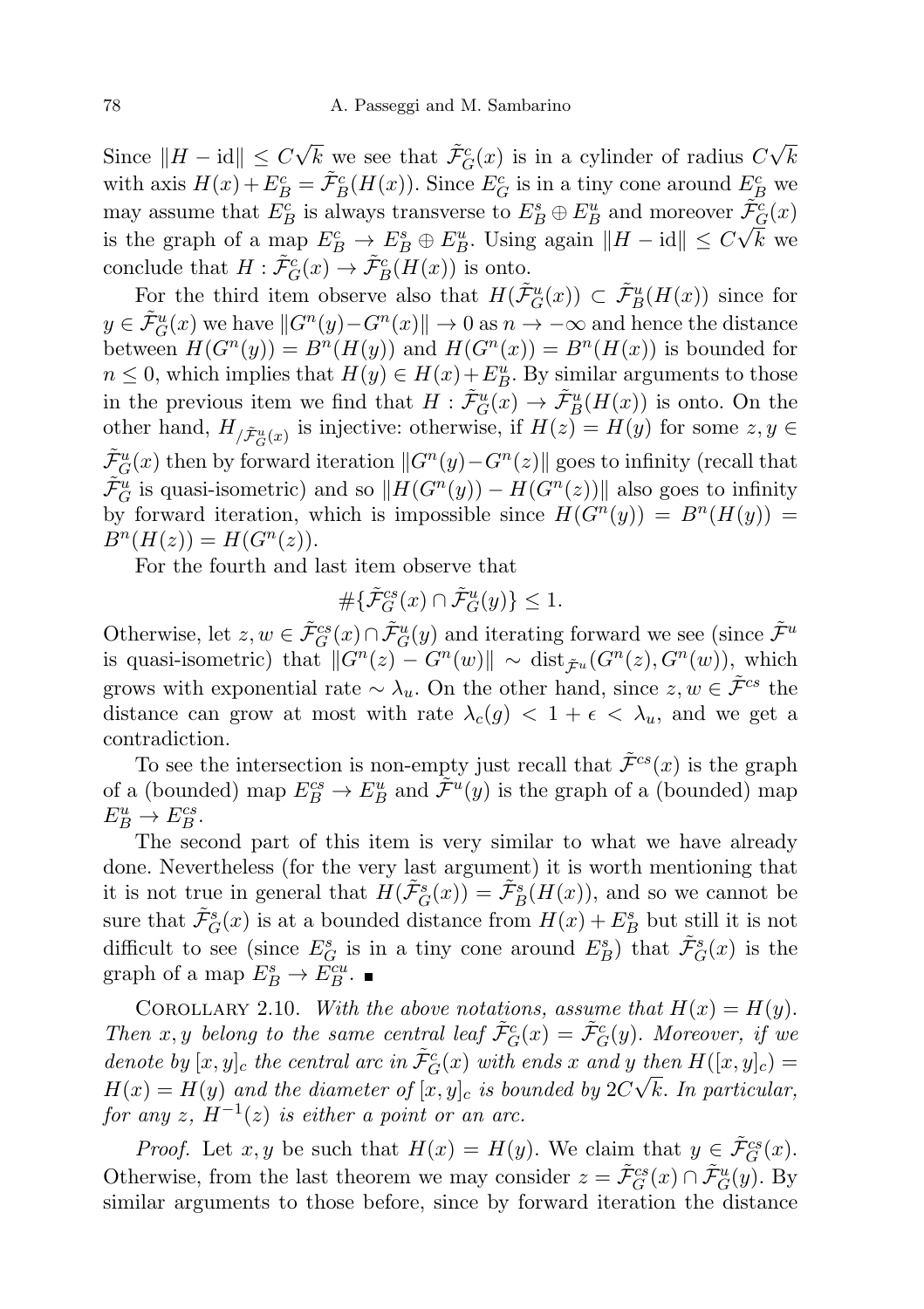Since $\|H - \mathrm{id}\| \leq C\sqrt{k}$ we see that $\tilde{\mathcal{F}}^c_G(x)$ is in a cylinder of radius $C\sqrt{k}$ with axis $H(x) + E^c_B = \tilde{\mathcal{F}}^c_B(H(x))$. Since $E^c_G$ is in a tiny cone around $E^c_B$ we may assume that $E^c_B$ is always transverse to $E^s_B \oplus E^u_B$ and moreover $\tilde{\mathcal{F}}^c_G(x)$ is the graph of a map $E^c_B \to E^s_B \oplus E^u_B$. Using again $\|H - \mathrm{id}\| \leq C\sqrt{k}$ we conclude that $H : \tilde{\mathcal{F}}^c_G(x) \to \tilde{\mathcal{F}}^c_B(H(x))$ is onto.

For the third item observe also that $H(\tilde{\mathcal{F}}^u_G(x)) \subset \tilde{\mathcal{F}}^u_B(H(x))$ since for $y \in \tilde{\mathcal{F}}^u_G(x)$ we have $\|G^n(y) - G^n(x)\| \to 0$ as $n \to -\infty$ and hence the distance between $H(G^n(y)) = B^n(H(y))$ and $H(G^n(x)) = B^n(H(x))$ is bounded for $n \leq 0$, which implies that $H(y) \in H(x) + E^u_B$. By similar arguments to those in the previous item we find that $H : \tilde{\mathcal{F}}^u_G(x) \to \tilde{\mathcal{F}}^u_B(H(x))$ is onto. On the other hand, $H_{/\tilde{\mathcal{F}}^u_G(x)}$ is injective: otherwise, if $H(z) = H(y)$ for some $z, y \in \tilde{\mathcal{F}}^u_G(x)$ then by forward iteration $\|G^n(y) - G^n(z)\|$ goes to infinity (recall that $\tilde{\mathcal{F}}^u_G$ is quasi-isometric) and so $\|H(G^n(y)) - H(G^n(z))\|$ also goes to infinity by forward iteration, which is impossible since $H(G^n(y)) = B^n(H(y)) = B^n(H(z)) = H(G^n(z))$.

For the fourth and last item observe that

$$\#\{\tilde{\mathcal{F}}^{cs}_G(x) \cap \tilde{\mathcal{F}}^u_G(y)\} \leq 1.$$

Otherwise, let $z, w \in \tilde{\mathcal{F}}^{cs}_G(x) \cap \tilde{\mathcal{F}}^u_G(y)$ and iterating forward we see (since $\tilde{\mathcal{F}}^u$ is quasi-isometric) that $\|G^n(z) - G^n(w)\| \sim \mathrm{dist}_{\tilde{\mathcal{F}}^u}(G^n(z), G^n(w))$, which grows with exponential rate $\sim \lambda_u$. On the other hand, since $z, w \in \tilde{\mathcal{F}}^{cs}$ the distance can grow at most with rate $\lambda_c(g) < 1 + \epsilon < \lambda_u$, and we get a contradiction.

To see the intersection is non-empty just recall that $\tilde{\mathcal{F}}^{cs}(x)$ is the graph of a (bounded) map $E^{cs}_B \to E^u_B$ and $\tilde{\mathcal{F}}^u(y)$ is the graph of a (bounded) map $E^u_B \to E^{cs}_B$.

The second part of this item is very similar to what we have already done. Nevertheless (for the very last argument) it is worth mentioning that it is not true in general that $H(\tilde{\mathcal{F}}^s_G(x)) = \tilde{\mathcal{F}}^s_B(H(x))$, and so we cannot be sure that $\tilde{\mathcal{F}}^s_G(x)$ is at a bounded distance from $H(x) + E^s_B$ but still it is not difficult to see (since $E^s_G$ is in a tiny cone around $E^s_B$) that $\tilde{\mathcal{F}}^s_G(x)$ is the graph of a map $E^s_B \to E^{cu}_B$. ∎

Corollary 2.10. *With the above notations, assume that $H(x) = H(y)$. Then $x, y$ belong to the same central leaf $\tilde{\mathcal{F}}^c_G(x) = \tilde{\mathcal{F}}^c_G(y)$. Moreover, if we denote by $[x, y]_c$ the central arc in $\tilde{\mathcal{F}}^c_G(x)$ with ends $x$ and $y$ then $H([x, y]_c) = H(x) = H(y)$ and the diameter of $[x, y]_c$ is bounded by $2C\sqrt{k}$. In particular, for any $z$, $H^{-1}(z)$ is either a point or an arc.*

*Proof.* Let $x, y$ be such that $H(x) = H(y)$. We claim that $y \in \tilde{\mathcal{F}}^{cs}_G(x)$. Otherwise, from the last theorem we may consider $z = \tilde{\mathcal{F}}^{cs}_G(x) \cap \tilde{\mathcal{F}}^u_G(y)$. By similar arguments to those before, since by forward iteration the distance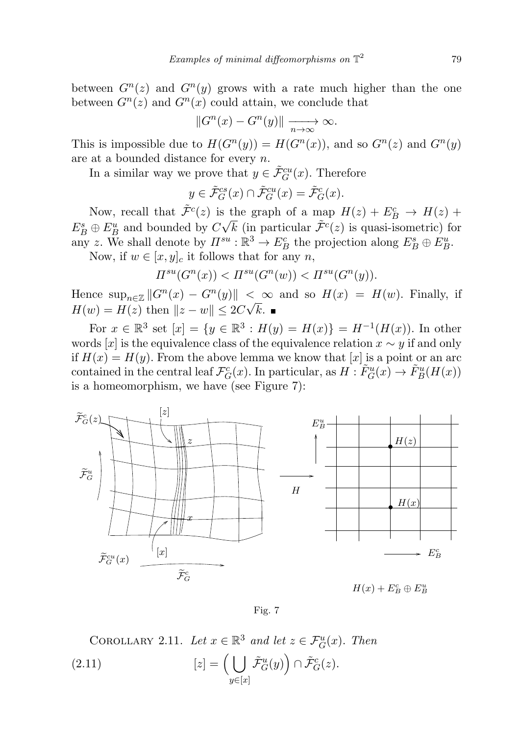between $G^n(z)$ and $G^n(y)$ grows with a rate much higher than the one between $G^n(z)$ and $G^n(x)$ could attain, we conclude that

$$\|G^n(x) - G^n(y)\| \xrightarrow[n\to\infty]{} \infty.$$

This is impossible due to $H(G^n(y)) = H(G^n(x))$, and so $G^n(z)$ and $G^n(y)$ are at a bounded distance for every $n$.

In a similar way we prove that $y \in \tilde{\mathcal{F}}^{cu}_G(x)$. Therefore

$$y \in \tilde{\mathcal{F}}^{cs}_G(x) \cap \tilde{\mathcal{F}}^{cu}_G(x) = \tilde{\mathcal{F}}^{c}_G(x).$$

Now, recall that $\tilde{\mathcal{F}}^c(z)$ is the graph of a map $H(z) + E^c_B \to H(z) + E^s_B \oplus E^u_B$ and bounded by $C\sqrt{k}$ (in particular $\tilde{\mathcal{F}}^c(z)$ is quasi-isometric) for any $z$. We shall denote by $\Pi^{su} : \mathbb{R}^3 \to E^c_B$ the projection along $E^s_B \oplus E^u_B$.

Now, if $w \in [x,y]_c$ it follows that for any $n$,

$$\Pi^{su}(G^n(x)) < \Pi^{su}(G^n(w)) < \Pi^{su}(G^n(y)).$$

Hence $\sup_{n\in\mathbb{Z}} \|G^n(x) - G^n(y)\| < \infty$ and so $H(x) = H(w)$. Finally, if $H(w) = H(z)$ then $\|z - w\| \le 2C\sqrt{k}$. ∎

For $x \in \mathbb{R}^3$ set $[x] = \{y \in \mathbb{R}^3 : H(y) = H(x)\} = H^{-1}(H(x))$. In other words $[x]$ is the equivalence class of the equivalence relation $x \sim y$ if and only if $H(x) = H(y)$. From the above lemma we know that $[x]$ is a point or an arc contained in the central leaf $\mathcal{F}^c_G(x)$. In particular, as $H : \tilde{F}^u_G(x) \to \tilde{F}^u_B(H(x))$ is a homeomorphism, we have (see Figure 7):

Fig. 7

Corollary 2.11. *Let $x \in \mathbb{R}^3$ and let $z \in \mathcal{F}^u_G(x)$. Then*

$$[z] = \Big(\bigcup_{y\in[x]} \tilde{\mathcal{F}}^u_G(y)\Big) \cap \tilde{\mathcal{F}}^c_G(z). \tag{2.11}$$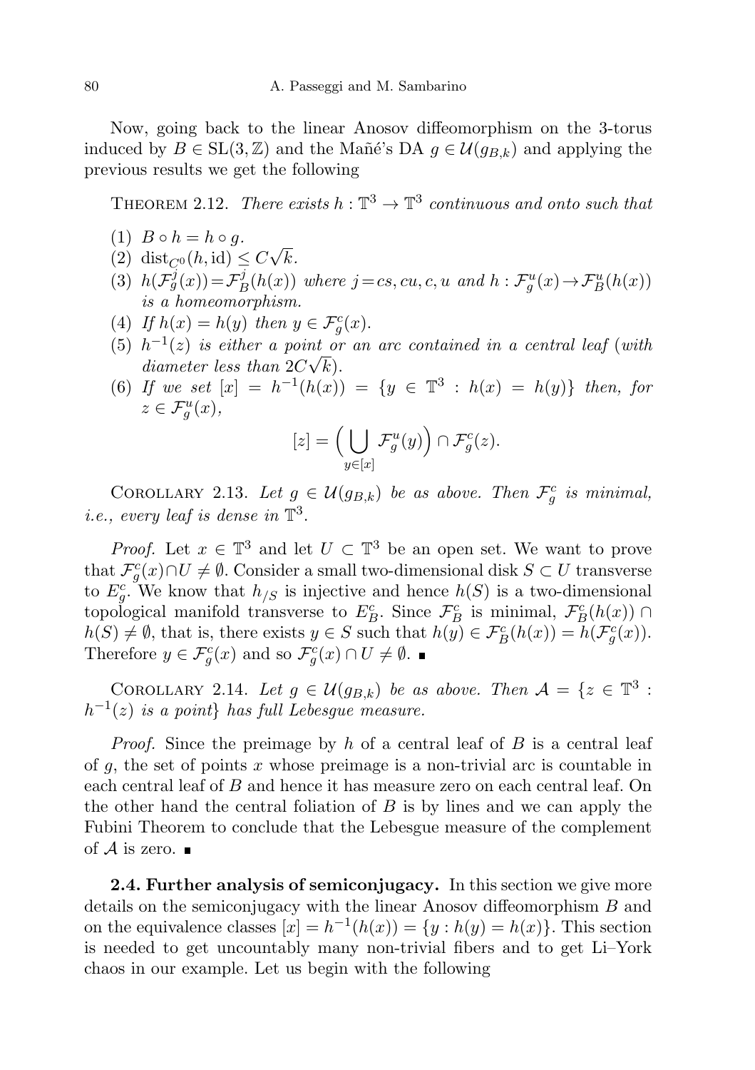Now, going back to the linear Anosov diffeomorphism on the 3-torus induced by $B \in \mathrm{SL}(3,\mathbb{Z})$ and the Mañé's DA $g \in \mathcal{U}(g_{B,k})$ and applying the previous results we get the following

THEOREM 2.12. *There exists $h : \mathbb{T}^3 \to \mathbb{T}^3$ continuous and onto such that*

1. $B \circ h = h \circ g$.
2. $\mathrm{dist}_{C^0}(h, \mathrm{id}) \le C\sqrt{k}$.
3. $h(\mathcal{F}_g^j(x)) = \mathcal{F}_B^j(h(x))$ *where* $j = cs, cu, c, u$ *and* $h : \mathcal{F}_g^u(x) \to \mathcal{F}_B^u(h(x))$ *is a homeomorphism.*
4. *If* $h(x) = h(y)$ *then* $y \in \mathcal{F}_g^c(x)$.
5. $h^{-1}(z)$ *is either a point or an arc contained in a central leaf* (*with diameter less than* $2C\sqrt{k}$).
6. *If we set* $[x] = h^{-1}(h(x)) = \{y \in \mathbb{T}^3 : h(x) = h(y)\}$ *then, for* $z \in \mathcal{F}_g^u(x)$,

$$[z] = \Big( \bigcup_{y \in [x]} \mathcal{F}_g^u(y) \Big) \cap \mathcal{F}_g^c(z).$$

COROLLARY 2.13. *Let $g \in \mathcal{U}(g_{B,k})$ be as above. Then $\mathcal{F}_g^c$ is minimal, i.e., every leaf is dense in $\mathbb{T}^3$.*

*Proof.* Let $x \in \mathbb{T}^3$ and let $U \subset \mathbb{T}^3$ be an open set. We want to prove that $\mathcal{F}_g^c(x) \cap U \neq \emptyset$. Consider a small two-dimensional disk $S \subset U$ transverse to $E_g^c$. We know that $h_{/S}$ is injective and hence $h(S)$ is a two-dimensional topological manifold transverse to $E_B^c$. Since $\mathcal{F}_B^c$ is minimal, $\mathcal{F}_B^c(h(x)) \cap h(S) \neq \emptyset$, that is, there exists $y \in S$ such that $h(y) \in \mathcal{F}_B^c(h(x)) = h(\mathcal{F}_g^c(x))$. Therefore $y \in \mathcal{F}_g^c(x)$ and so $\mathcal{F}_g^c(x) \cap U \neq \emptyset$. ∎

COROLLARY 2.14. *Let $g \in \mathcal{U}(g_{B,k})$ be as above. Then $\mathcal{A} = \{z \in \mathbb{T}^3 : h^{-1}(z)$ is a point$\}$ has full Lebesgue measure.*

*Proof.* Since the preimage by $h$ of a central leaf of $B$ is a central leaf of $g$, the set of points $x$ whose preimage is a non-trivial arc is countable in each central leaf of $B$ and hence it has measure zero on each central leaf. On the other hand the central foliation of $B$ is by lines and we can apply the Fubini Theorem to conclude that the Lebesgue measure of the complement of $\mathcal{A}$ is zero. ∎

**2.4. Further analysis of semiconjugacy.** In this section we give more details on the semiconjugacy with the linear Anosov diffeomorphism $B$ and on the equivalence classes $[x] = h^{-1}(h(x)) = \{y : h(y) = h(x)\}$. This section is needed to get uncountably many non-trivial fibers and to get Li–York chaos in our example. Let us begin with the following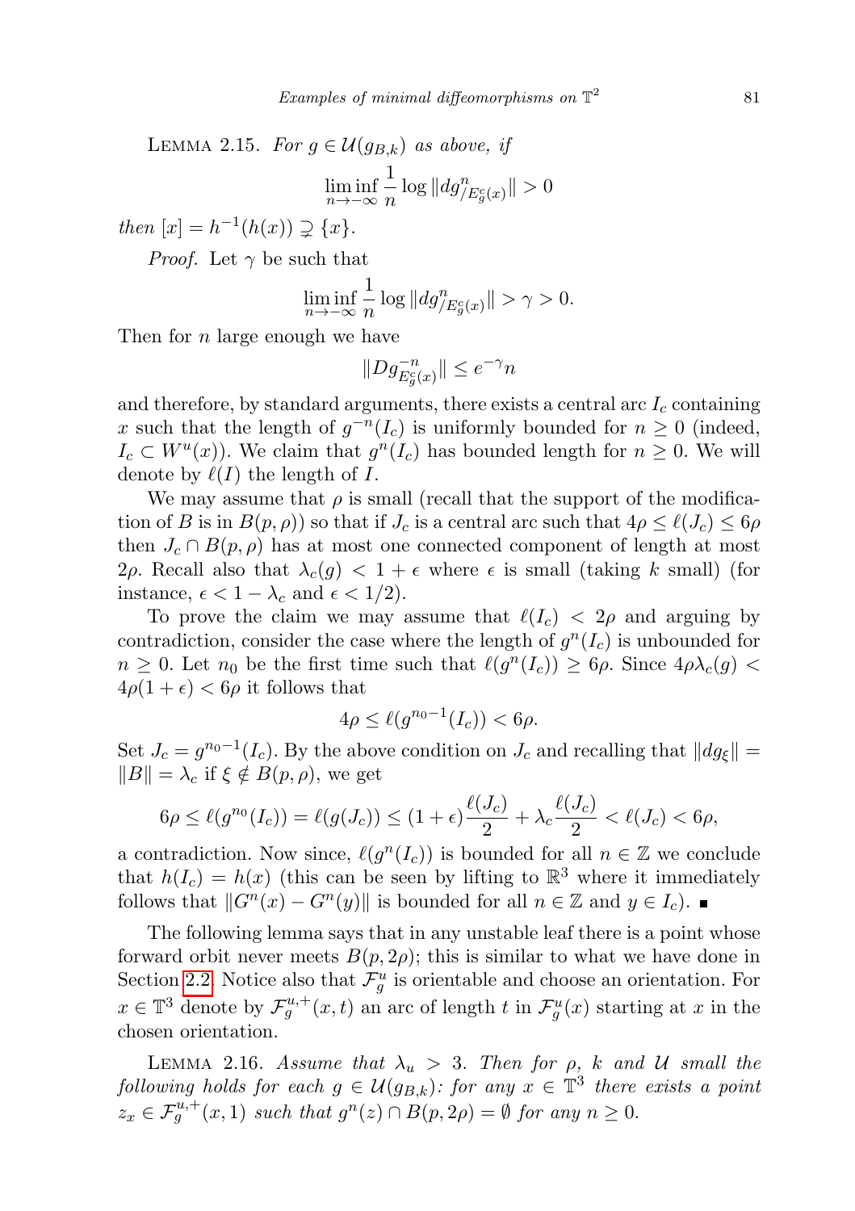Lemma 2.15. *For $g \in \mathcal{U}(g_{B,k})$ as above, if*

$$\liminf_{n\to-\infty} \frac{1}{n} \log \|dg^n_{/E^c_g(x)}\| > 0$$

*then* $[x] = h^{-1}(h(x)) \supsetneq \{x\}$.

*Proof.* Let $\gamma$ be such that

$$\liminf_{n\to-\infty} \frac{1}{n} \log \|dg^n_{/E^c_g(x)}\| > \gamma > 0.$$

Then for $n$ large enough we have

$$\|Dg^{-n}_{E^c_g(x)}\| \le e^{-\gamma} n$$

and therefore, by standard arguments, there exists a central arc $I_c$ containing $x$ such that the length of $g^{-n}(I_c)$ is uniformly bounded for $n \ge 0$ (indeed, $I_c \subset W^u(x)$). We claim that $g^n(I_c)$ has bounded length for $n \ge 0$. We will denote by $\ell(I)$ the length of $I$.

We may assume that $\rho$ is small (recall that the support of the modification of $B$ is in $B(p,\rho)$) so that if $J_c$ is a central arc such that $4\rho \le \ell(J_c) \le 6\rho$ then $J_c \cap B(p,\rho)$ has at most one connected component of length at most $2\rho$. Recall also that $\lambda_c(g) < 1+\epsilon$ where $\epsilon$ is small (taking $k$ small) (for instance, $\epsilon < 1-\lambda_c$ and $\epsilon < 1/2$).

To prove the claim we may assume that $\ell(I_c) < 2\rho$ and arguing by contradiction, consider the case where the length of $g^n(I_c)$ is unbounded for $n \ge 0$. Let $n_0$ be the first time such that $\ell(g^n(I_c)) \ge 6\rho$. Since $4\rho\lambda_c(g) < 4\rho(1+\epsilon) < 6\rho$ it follows that

$$4\rho \le \ell(g^{n_0-1}(I_c)) < 6\rho.$$

Set $J_c = g^{n_0-1}(I_c)$. By the above condition on $J_c$ and recalling that $\|dg_\xi\| = \|B\| = \lambda_c$ if $\xi \notin B(p,\rho)$, we get

$$6\rho \le \ell(g^{n_0}(I_c)) = \ell(g(J_c)) \le (1+\epsilon)\frac{\ell(J_c)}{2} + \lambda_c \frac{\ell(J_c)}{2} < \ell(J_c) < 6\rho,$$

a contradiction. Now since, $\ell(g^n(I_c))$ is bounded for all $n \in \mathbb{Z}$ we conclude that $h(I_c) = h(x)$ (this can be seen by lifting to $\mathbb{R}^3$ where it immediately follows that $\|G^n(x) - G^n(y)\|$ is bounded for all $n \in \mathbb{Z}$ and $y \in I_c$). ∎

The following lemma says that in any unstable leaf there is a point whose forward orbit never meets $B(p,2\rho)$; this is similar to what we have done in Section 2.2. Notice also that $\mathcal{F}^u_g$ is orientable and choose an orientation. For $x \in \mathbb{T}^3$ denote by $\mathcal{F}^{u,+}_g(x,t)$ an arc of length $t$ in $\mathcal{F}^u_g(x)$ starting at $x$ in the chosen orientation.

Lemma 2.16. *Assume that $\lambda_u > 3$. Then for $\rho$, $k$ and $\mathcal{U}$ small the following holds for each $g \in \mathcal{U}(g_{B,k})$: for any $x \in \mathbb{T}^3$ there exists a point $z_x \in \mathcal{F}^{u,+}_g(x,1)$ such that $g^n(z) \cap B(p,2\rho) = \emptyset$ for any $n \ge 0$.*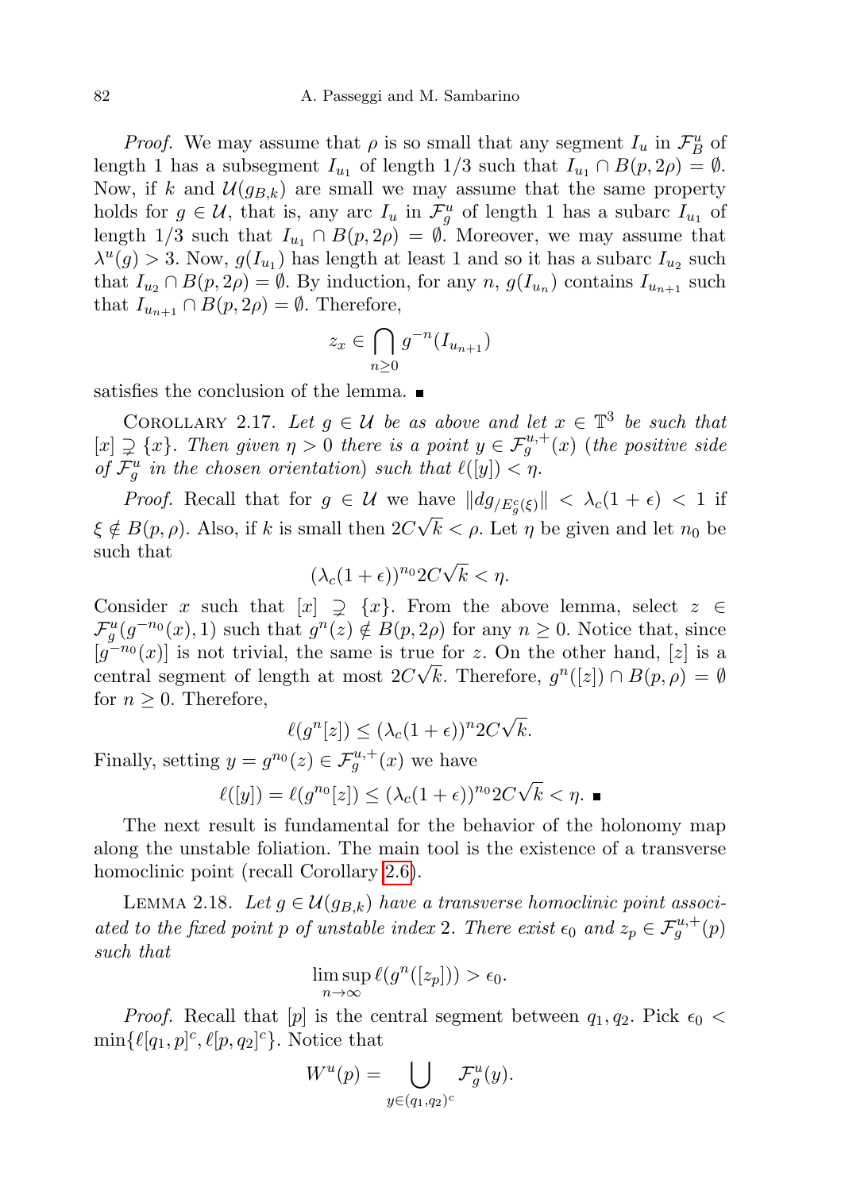*Proof.* We may assume that $\rho$ is so small that any segment $I_u$ in $\mathcal{F}^u_B$ of length 1 has a subsegment $I_{u_1}$ of length $1/3$ such that $I_{u_1} \cap B(p, 2\rho) = \emptyset$. Now, if $k$ and $\mathcal{U}(g_{B,k})$ are small we may assume that the same property holds for $g \in \mathcal{U}$, that is, any arc $I_u$ in $\mathcal{F}^u_g$ of length 1 has a subarc $I_{u_1}$ of length $1/3$ such that $I_{u_1} \cap B(p, 2\rho) = \emptyset$. Moreover, we may assume that $\lambda^u(g) > 3$. Now, $g(I_{u_1})$ has length at least 1 and so it has a subarc $I_{u_2}$ such that $I_{u_2} \cap B(p, 2\rho) = \emptyset$. By induction, for any $n$, $g(I_{u_n})$ contains $I_{u_{n+1}}$ such that $I_{u_{n+1}} \cap B(p, 2\rho) = \emptyset$. Therefore,

$$z_x \in \bigcap_{n \geq 0} g^{-n}(I_{u_{n+1}})$$

satisfies the conclusion of the lemma. ∎

Corollary 2.17. *Let $g \in \mathcal{U}$ be as above and let $x \in \mathbb{T}^3$ be such that $[x] \supsetneq \{x\}$. Then given $\eta > 0$ there is a point $y \in \mathcal{F}^{u,+}_g(x)$ (the positive side of $\mathcal{F}^u_g$ in the chosen orientation) such that $\ell([y]) < \eta$.*

*Proof.* Recall that for $g \in \mathcal{U}$ we have $\|dg_{/E^c_g(\xi)}\| < \lambda_c(1+\epsilon) < 1$ if $\xi \notin B(p, \rho)$. Also, if $k$ is small then $2C\sqrt{k} < \rho$. Let $\eta$ be given and let $n_0$ be such that

$$(\lambda_c(1+\epsilon))^{n_0} 2C\sqrt{k} < \eta.$$

Consider $x$ such that $[x] \supsetneq \{x\}$. From the above lemma, select $z \in \mathcal{F}^u_g(g^{-n_0}(x), 1)$ such that $g^n(z) \notin B(p, 2\rho)$ for any $n \geq 0$. Notice that, since $[g^{-n_0}(x)]$ is not trivial, the same is true for $z$. On the other hand, $[z]$ is a central segment of length at most $2C\sqrt{k}$. Therefore, $g^n([z]) \cap B(p, \rho) = \emptyset$ for $n \geq 0$. Therefore,

$$\ell(g^n[z]) \leq (\lambda_c(1+\epsilon))^n 2C\sqrt{k}.$$

Finally, setting $y = g^{n_0}(z) \in \mathcal{F}^{u,+}_g(x)$ we have

$$\ell([y]) = \ell(g^{n_0}[z]) \leq (\lambda_c(1+\epsilon))^{n_0} 2C\sqrt{k} < \eta. \ ∎$$

The next result is fundamental for the behavior of the holonomy map along the unstable foliation. The main tool is the existence of a transverse homoclinic point (recall Corollary 2.6).

Lemma 2.18. *Let $g \in \mathcal{U}(g_{B,k})$ have a transverse homoclinic point associated to the fixed point $p$ of unstable index 2. There exist $\epsilon_0$ and $z_p \in \mathcal{F}^{u,+}_g(p)$ such that*

$$\limsup_{n\to\infty} \ell(g^n([z_p])) > \epsilon_0.$$

*Proof.* Recall that $[p]$ is the central segment between $q_1, q_2$. Pick $\epsilon_0 < \min\{\ell[q_1, p]^c, \ell[p, q_2]^c\}$. Notice that

$$W^u(p) = \bigcup_{y \in (q_1, q_2)^c} \mathcal{F}^u_g(y).$$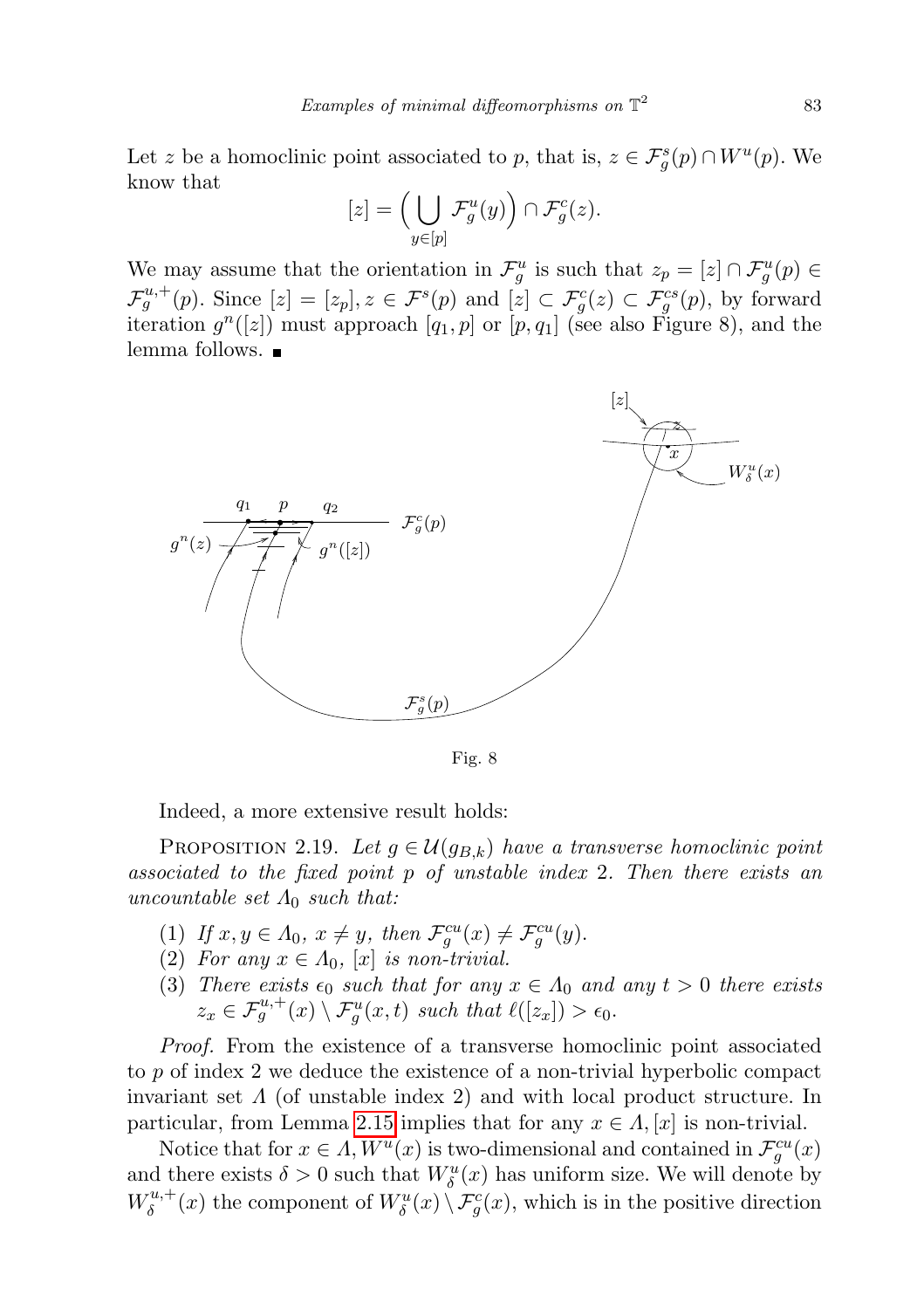Let $z$ be a homoclinic point associated to $p$, that is, $z \in \mathcal{F}_g^s(p) \cap W^u(p)$. We know that

$$[z] = \Big( \bigcup_{y \in [p]} \mathcal{F}_g^u(y) \Big) \cap \mathcal{F}_g^c(z).$$

We may assume that the orientation in $\mathcal{F}_g^u$ is such that $z_p = [z] \cap \mathcal{F}_g^u(p) \in \mathcal{F}_g^{u,+}(p)$. Since $[z] = [z_p], z \in \mathcal{F}^s(p)$ and $[z] \subset \mathcal{F}_g^c(z) \subset \mathcal{F}_g^{cs}(p)$, by forward iteration $g^n([z])$ must approach $[q_1, p]$ or $[p, q_1]$ (see also Figure 8), and the lemma follows. ∎

Fig. 8

Indeed, a more extensive result holds:

PROPOSITION 2.19. *Let $g \in \mathcal{U}(g_{B,k})$ have a transverse homoclinic point associated to the fixed point $p$ of unstable index 2. Then there exists an uncountable set $\Lambda_0$ such that:*

1. *If $x, y \in \Lambda_0$, $x \neq y$, then $\mathcal{F}_g^{cu}(x) \neq \mathcal{F}_g^{cu}(y)$.*
2. *For any $x \in \Lambda_0$, $[x]$ is non-trivial.*
3. *There exists $\epsilon_0$ such that for any $x \in \Lambda_0$ and any $t > 0$ there exists $z_x \in \mathcal{F}_g^{u,+}(x) \setminus \mathcal{F}_g^u(x,t)$ such that $\ell([z_x]) > \epsilon_0$.*

*Proof.* From the existence of a transverse homoclinic point associated to $p$ of index 2 we deduce the existence of a non-trivial hyperbolic compact invariant set $\Lambda$ (of unstable index 2) and with local product structure. In particular, from Lemma 2.15 implies that for any $x \in \Lambda, [x]$ is non-trivial.

Notice that for $x \in \Lambda, W^u(x)$ is two-dimensional and contained in $\mathcal{F}_g^{cu}(x)$ and there exists $\delta > 0$ such that $W_\delta^u(x)$ has uniform size. We will denote by $W_\delta^{u,+}(x)$ the component of $W_\delta^u(x) \setminus \mathcal{F}_g^c(x)$, which is in the positive direction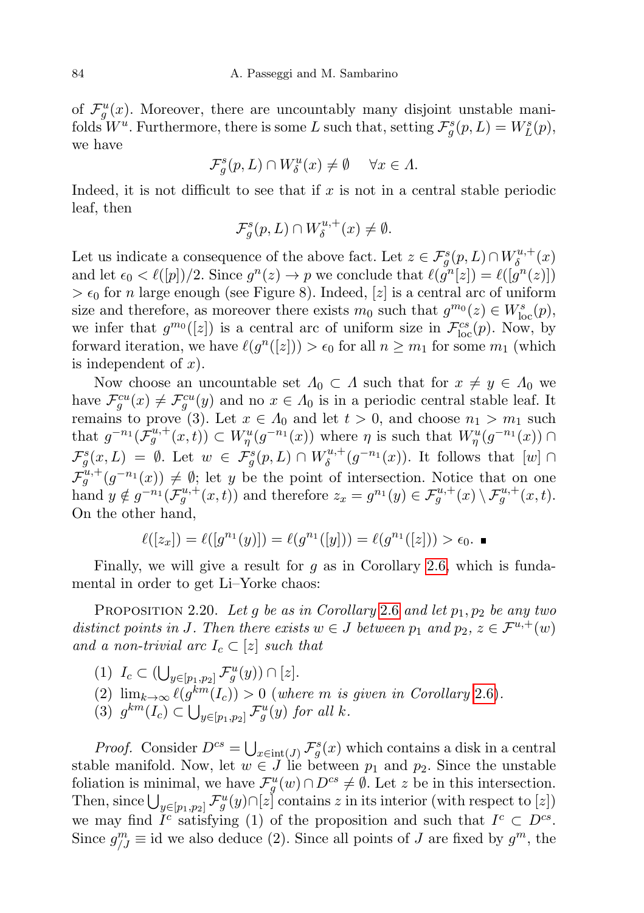of $\mathcal{F}_g^u(x)$. Moreover, there are uncountably many disjoint unstable manifolds $W^u$. Furthermore, there is some $L$ such that, setting $\mathcal{F}_g^s(p,L) = W_L^s(p)$, we have

$$\mathcal{F}_g^s(p,L) \cap W_\delta^u(x) \neq \emptyset \quad \forall x \in \Lambda.$$

Indeed, it is not difficult to see that if $x$ is not in a central stable periodic leaf, then

$$\mathcal{F}_g^s(p,L) \cap W_\delta^{u,+}(x) \neq \emptyset.$$

Let us indicate a consequence of the above fact. Let $z \in \mathcal{F}_g^s(p,L) \cap W_\delta^{u,+}(x)$ and let $\epsilon_0 < \ell([p])/2$. Since $g^n(z) \to p$ we conclude that $\ell(g^n[z]) = \ell([g^n(z)]) > \epsilon_0$ for $n$ large enough (see Figure 8). Indeed, $[z]$ is a central arc of uniform size and therefore, as moreover there exists $m_0$ such that $g^{m_0}(z) \in W_{\mathrm{loc}}^s(p)$, we infer that $g^{m_0}([z])$ is a central arc of uniform size in $\mathcal{F}_{\mathrm{loc}}^{cs}(p)$. Now, by forward iteration, we have $\ell(g^n([z])) > \epsilon_0$ for all $n \geq m_1$ for some $m_1$ (which is independent of $x$).

Now choose an uncountable set $\Lambda_0 \subset \Lambda$ such that for $x \neq y \in \Lambda_0$ we have $\mathcal{F}_g^{cu}(x) \neq \mathcal{F}_g^{cu}(y)$ and no $x \in \Lambda_0$ is in a periodic central stable leaf. It remains to prove (3). Let $x \in \Lambda_0$ and let $t > 0$, and choose $n_1 > m_1$ such that $g^{-n_1}(\mathcal{F}_g^{u,+}(x,t)) \subset W_\eta^u(g^{-n_1}(x))$ where $\eta$ is such that $W_\eta^u(g^{-n_1}(x)) \cap \mathcal{F}_g^s(x,L) = \emptyset$. Let $w \in \mathcal{F}_g^s(p,L) \cap W_\delta^{u,+}(g^{-n_1}(x))$. It follows that $[w] \cap \mathcal{F}_g^{u,+}(g^{-n_1}(x)) \neq \emptyset$; let $y$ be the point of intersection. Notice that on one hand $y \notin g^{-n_1}(\mathcal{F}_g^{u,+}(x,t))$ and therefore $z_x = g^{n_1}(y) \in \mathcal{F}_g^{u,+}(x) \setminus \mathcal{F}_g^{u,+}(x,t)$. On the other hand,

$$\ell([z_x]) = \ell([g^{n_1}(y)]) = \ell(g^{n_1}([y])) = \ell(g^{n_1}([z])) > \epsilon_0. \ \blacksquare$$

Finally, we will give a result for $g$ as in Corollary 2.6, which is fundamental in order to get Li–Yorke chaos:

Proposition 2.20. *Let $g$ be as in Corollary 2.6 and let $p_1, p_2$ be any two distinct points in $J$. Then there exists $w \in J$ between $p_1$ and $p_2$, $z \in \mathcal{F}^{u,+}(w)$ and a non-trivial arc $I_c \subset [z]$ such that*

1. $I_c \subset (\bigcup_{y \in [p_1,p_2]} \mathcal{F}_g^u(y)) \cap [z]$.
2. $\lim_{k\to\infty} \ell(g^{km}(I_c)) > 0$ *(where $m$ is given in Corollary 2.6).*
3. $g^{km}(I_c) \subset \bigcup_{y \in [p_1,p_2]} \mathcal{F}_g^u(y)$ *for all $k$.*

*Proof.* Consider $D^{cs} = \bigcup_{x \in \mathrm{int}(J)} \mathcal{F}_g^s(x)$ which contains a disk in a central stable manifold. Now, let $w \in J$ lie between $p_1$ and $p_2$. Since the unstable foliation is minimal, we have $\mathcal{F}_g^u(w) \cap D^{cs} \neq \emptyset$. Let $z$ be in this intersection. Then, since $\bigcup_{y \in [p_1,p_2]} \mathcal{F}_g^u(y) \cap [z]$ contains $z$ in its interior (with respect to $[z]$) we may find $I^c$ satisfying (1) of the proposition and such that $I^c \subset D^{cs}$. Since $g^m_{/J} \equiv \mathrm{id}$ we also deduce (2). Since all points of $J$ are fixed by $g^m$, the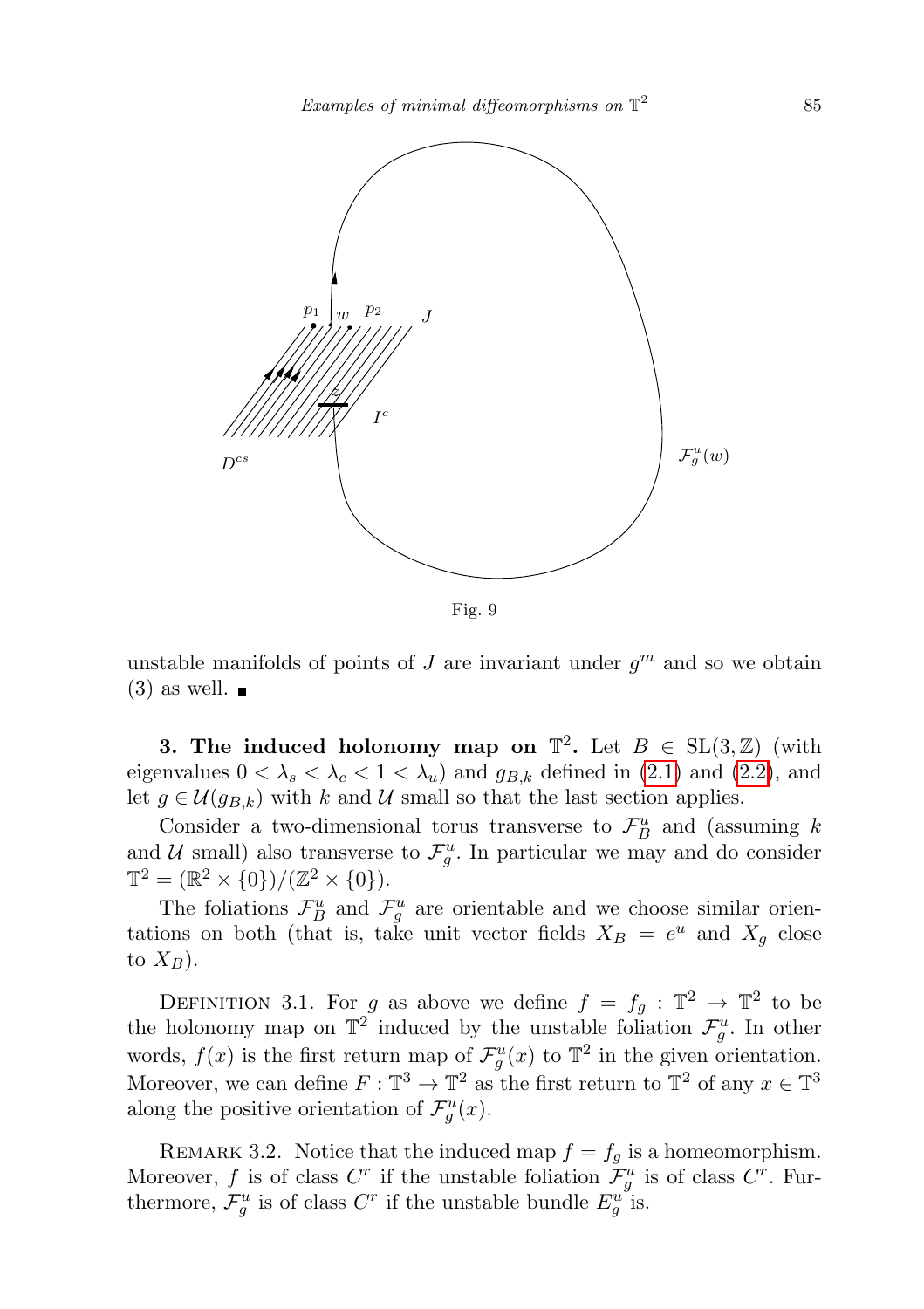Fig. 9

unstable manifolds of points of $J$ are invariant under $g^m$ and so we obtain (3) as well. ∎

**3. The induced holonomy map on $\mathbb{T}^2$.** Let $B \in \mathrm{SL}(3,\mathbb{Z})$ (with eigenvalues $0 < \lambda_s < \lambda_c < 1 < \lambda_u$) and $g_{B,k}$ defined in (2.1) and (2.2), and let $g \in \mathcal{U}(g_{B,k})$ with $k$ and $\mathcal{U}$ small so that the last section applies.

Consider a two-dimensional torus transverse to $\mathcal{F}^u_B$ and (assuming $k$ and $\mathcal{U}$ small) also transverse to $\mathcal{F}^u_g$. In particular we may and do consider $\mathbb{T}^2 = (\mathbb{R}^2 \times \{0\})/(\mathbb{Z}^2 \times \{0\})$.

The foliations $\mathcal{F}^u_B$ and $\mathcal{F}^u_g$ are orientable and we choose similar orientations on both (that is, take unit vector fields $X_B = e^u$ and $X_g$ close to $X_B$).

Definition 3.1. For $g$ as above we define $f = f_g : \mathbb{T}^2 \to \mathbb{T}^2$ to be the holonomy map on $\mathbb{T}^2$ induced by the unstable foliation $\mathcal{F}^u_g$. In other words, $f(x)$ is the first return map of $\mathcal{F}^u_g(x)$ to $\mathbb{T}^2$ in the given orientation. Moreover, we can define $F : \mathbb{T}^3 \to \mathbb{T}^2$ as the first return to $\mathbb{T}^2$ of any $x \in \mathbb{T}^3$ along the positive orientation of $\mathcal{F}^u_g(x)$.

Remark 3.2. Notice that the induced map $f = f_g$ is a homeomorphism. Moreover, $f$ is of class $C^r$ if the unstable foliation $\mathcal{F}^u_g$ is of class $C^r$. Furthermore, $\mathcal{F}^u_g$ is of class $C^r$ if the unstable bundle $E^u_g$ is.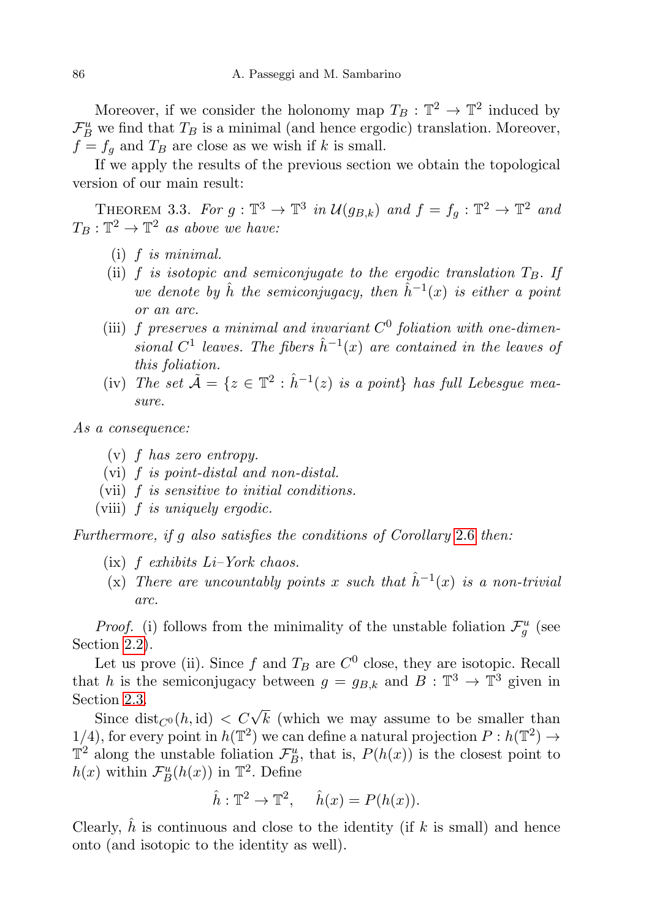Moreover, if we consider the holonomy map $T_B : \mathbb{T}^2 \to \mathbb{T}^2$ induced by $\mathcal{F}^u_B$ we find that $T_B$ is a minimal (and hence ergodic) translation. Moreover, $f = f_g$ and $T_B$ are close as we wish if $k$ is small.

If we apply the results of the previous section we obtain the topological version of our main result:

Theorem 3.3. *For $g : \mathbb{T}^3 \to \mathbb{T}^3$ in $\mathcal{U}(g_{B,k})$ and $f = f_g : \mathbb{T}^2 \to \mathbb{T}^2$ and $T_B : \mathbb{T}^2 \to \mathbb{T}^2$ as above we have:*

- (i) *$f$ is minimal.*
- (ii) *$f$ is isotopic and semiconjugate to the ergodic translation $T_B$. If we denote by $\hat{h}$ the semiconjugacy, then $\hat{h}^{-1}(x)$ is either a point or an arc.*
- (iii) *$f$ preserves a minimal and invariant $C^0$ foliation with one-dimensional $C^1$ leaves. The fibers $\hat{h}^{-1}(x)$ are contained in the leaves of this foliation.*
- (iv) *The set $\tilde{\mathcal{A}} = \{z \in \mathbb{T}^2 : \hat{h}^{-1}(z) \text{ is a point}\}$ has full Lebesgue measure.*

*As a consequence:*

- (v) *$f$ has zero entropy.*
- (vi) *$f$ is point-distal and non-distal.*
- (vii) *$f$ is sensitive to initial conditions.*
- (viii) *$f$ is uniquely ergodic.*

*Furthermore, if $g$ also satisfies the conditions of Corollary 2.6 then:*

- (ix) *$f$ exhibits Li–York chaos.*
- (x) *There are uncountably points $x$ such that $\hat{h}^{-1}(x)$ is a non-trivial arc.*

*Proof.* (i) follows from the minimality of the unstable foliation $\mathcal{F}^u_g$ (see Section 2.2).

Let us prove (ii). Since $f$ and $T_B$ are $C^0$ close, they are isotopic. Recall that $h$ is the semiconjugacy between $g = g_{B,k}$ and $B : \mathbb{T}^3 \to \mathbb{T}^3$ given in Section 2.3.

Since $\mathrm{dist}_{C^0}(h, \mathrm{id}) < C\sqrt{k}$ (which we may assume to be smaller than $1/4$), for every point in $h(\mathbb{T}^2)$ we can define a natural projection $P : h(\mathbb{T}^2) \to \mathbb{T}^2$ along the unstable foliation $\mathcal{F}^u_B$, that is, $P(h(x))$ is the closest point to $h(x)$ within $\mathcal{F}^u_B(h(x))$ in $\mathbb{T}^2$. Define

$$\hat{h} : \mathbb{T}^2 \to \mathbb{T}^2, \quad \hat{h}(x) = P(h(x)).$$

Clearly, $\hat{h}$ is continuous and close to the identity (if $k$ is small) and hence onto (and isotopic to the identity as well).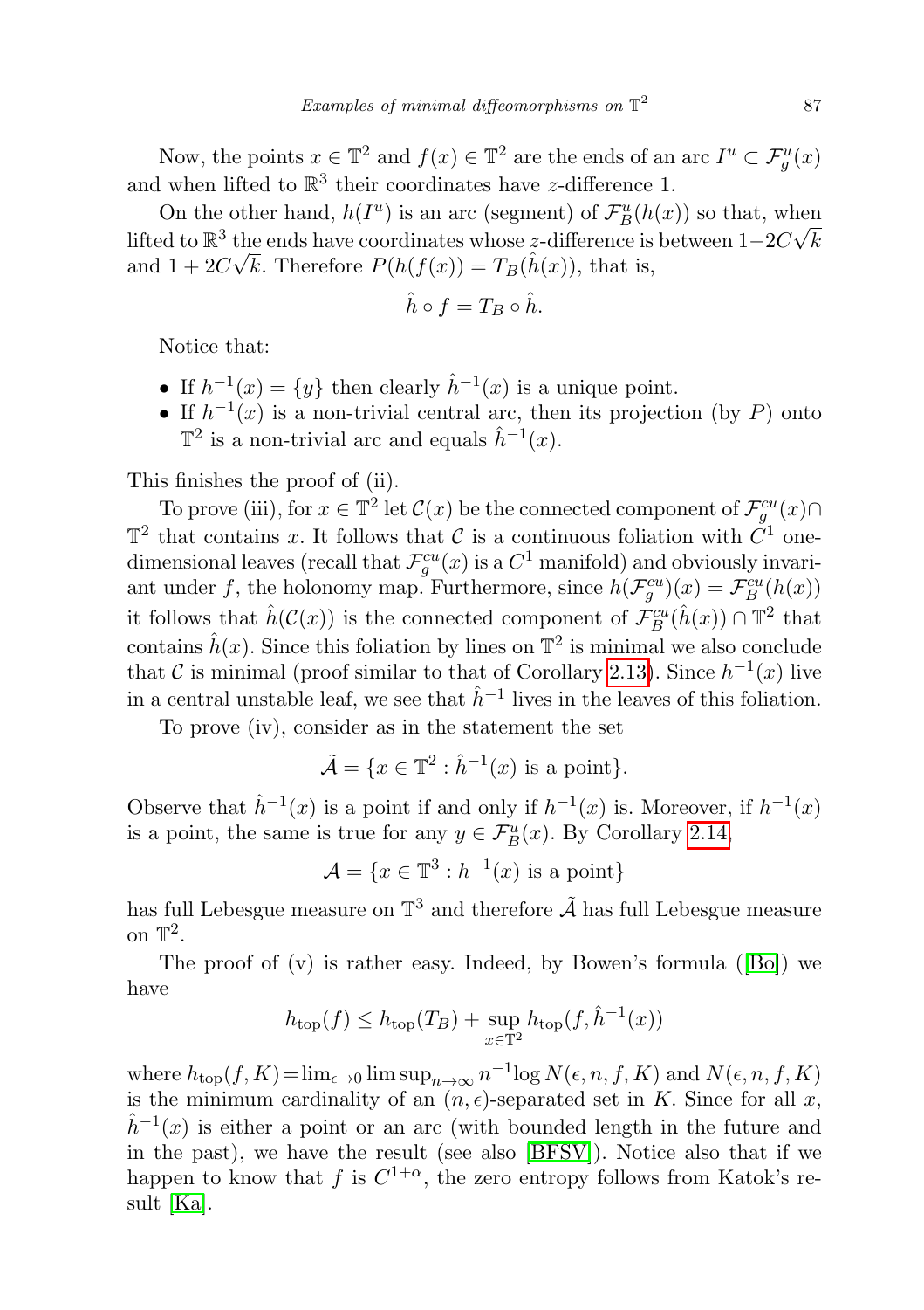Now, the points $x \in \mathbb{T}^2$ and $f(x) \in \mathbb{T}^2$ are the ends of an arc $I^u \subset \mathcal{F}^u_g(x)$ and when lifted to $\mathbb{R}^3$ their coordinates have $z$-difference 1.

On the other hand, $h(I^u)$ is an arc (segment) of $\mathcal{F}^u_B(h(x))$ so that, when lifted to $\mathbb{R}^3$ the ends have coordinates whose $z$-difference is between $1-2C\sqrt{k}$ and $1+2C\sqrt{k}$. Therefore $P(h(f(x)) = T_B(\hat{h}(x))$, that is,

$$\hat{h} \circ f = T_B \circ \hat{h}.$$

Notice that:

- If $h^{-1}(x) = \{y\}$ then clearly $\hat{h}^{-1}(x)$ is a unique point.
- If $h^{-1}(x)$ is a non-trivial central arc, then its projection (by $P$) onto $\mathbb{T}^2$ is a non-trivial arc and equals $\hat{h}^{-1}(x)$.

This finishes the proof of (ii).

To prove (iii), for $x \in \mathbb{T}^2$ let $\mathcal{C}(x)$ be the connected component of $\mathcal{F}^{cu}_g(x) \cap \mathbb{T}^2$ that contains $x$. It follows that $\mathcal{C}$ is a continuous foliation with $C^1$ one-dimensional leaves (recall that $\mathcal{F}^{cu}_g(x)$ is a $C^1$ manifold) and obviously invariant under $f$, the holonomy map. Furthermore, since $h(\mathcal{F}^{cu}_g)(x) = \mathcal{F}^{cu}_B(h(x))$ it follows that $\hat{h}(\mathcal{C}(x))$ is the connected component of $\mathcal{F}^{cu}_B(\hat{h}(x)) \cap \mathbb{T}^2$ that contains $\hat{h}(x)$. Since this foliation by lines on $\mathbb{T}^2$ is minimal we also conclude that $\mathcal{C}$ is minimal (proof similar to that of Corollary 2.13). Since $h^{-1}(x)$ live in a central unstable leaf, we see that $\hat{h}^{-1}$ lives in the leaves of this foliation.

To prove (iv), consider as in the statement the set

$$\tilde{\mathcal{A}} = \{x \in \mathbb{T}^2 : \hat{h}^{-1}(x) \text{ is a point}\}.$$

Observe that $\hat{h}^{-1}(x)$ is a point if and only if $h^{-1}(x)$ is. Moreover, if $h^{-1}(x)$ is a point, the same is true for any $y \in \mathcal{F}^u_B(x)$. By Corollary 2.14,

$$\mathcal{A} = \{x \in \mathbb{T}^3 : h^{-1}(x) \text{ is a point}\}$$

has full Lebesgue measure on $\mathbb{T}^3$ and therefore $\tilde{\mathcal{A}}$ has full Lebesgue measure on $\mathbb{T}^2$.

The proof of (v) is rather easy. Indeed, by Bowen's formula ([Bo]) we have

$$h_{\text{top}}(f) \le h_{\text{top}}(T_B) + \sup_{x \in \mathbb{T}^2} h_{\text{top}}(f, \hat{h}^{-1}(x))$$

where $h_{\text{top}}(f, K) = \lim_{\epsilon \to 0} \limsup_{n \to \infty} n^{-1} \log N(\epsilon, n, f, K)$ and $N(\epsilon, n, f, K)$ is the minimum cardinality of an $(n, \epsilon)$-separated set in $K$. Since for all $x$, $\hat{h}^{-1}(x)$ is either a point or an arc (with bounded length in the future and in the past), we have the result (see also [BFSV]). Notice also that if we happen to know that $f$ is $C^{1+\alpha}$, the zero entropy follows from Katok's result [Ka].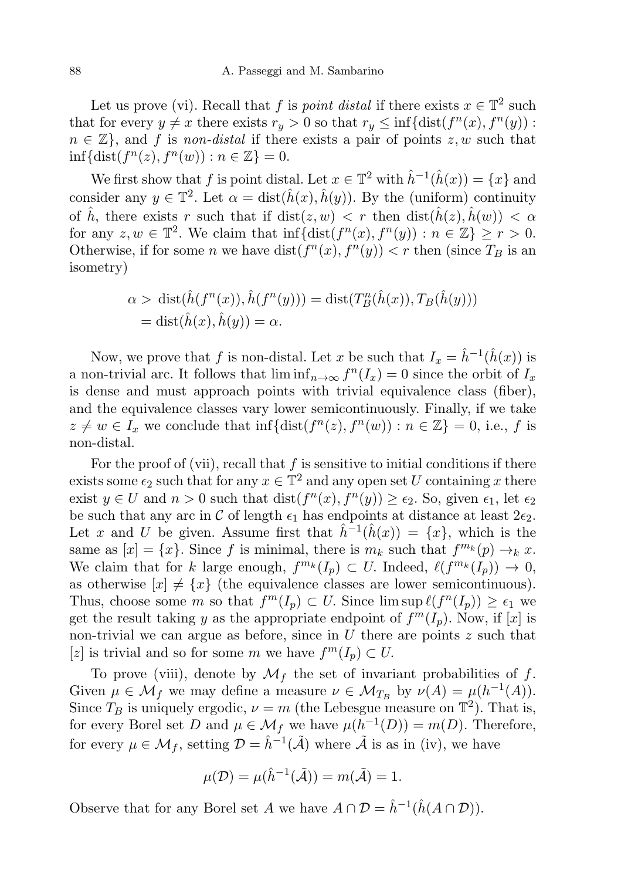Let us prove (vi). Recall that $f$ is *point distal* if there exists $x \in \mathbb{T}^2$ such that for every $y \neq x$ there exists $r_y > 0$ so that $r_y \leq \inf\{\operatorname{dist}(f^n(x), f^n(y)) : n \in \mathbb{Z}\}$, and $f$ is *non-distal* if there exists a pair of points $z, w$ such that $\inf\{\operatorname{dist}(f^n(z), f^n(w)) : n \in \mathbb{Z}\} = 0$.

We first show that $f$ is point distal. Let $x \in \mathbb{T}^2$ with $\hat{h}^{-1}(\hat{h}(x)) = \{x\}$ and consider any $y \in \mathbb{T}^2$. Let $\alpha = \operatorname{dist}(\hat{h}(x), \hat{h}(y))$. By the (uniform) continuity of $\hat{h}$, there exists $r$ such that if $\operatorname{dist}(z, w) < r$ then $\operatorname{dist}(\hat{h}(z), \hat{h}(w)) < \alpha$ for any $z, w \in \mathbb{T}^2$. We claim that $\inf\{\operatorname{dist}(f^n(x), f^n(y)) : n \in \mathbb{Z}\} \geq r > 0$. Otherwise, if for some $n$ we have $\operatorname{dist}(f^n(x), f^n(y)) < r$ then (since $T_B$ is an isometry)

$$
\begin{aligned}
\alpha > \; & \operatorname{dist}(\hat{h}(f^n(x)), \hat{h}(f^n(y))) = \operatorname{dist}(T_B^n(\hat{h}(x)), T_B(\hat{h}(y))) \\
& = \operatorname{dist}(\hat{h}(x), \hat{h}(y)) = \alpha.
\end{aligned}
$$

Now, we prove that $f$ is non-distal. Let $x$ be such that $I_x = \hat{h}^{-1}(\hat{h}(x))$ is a non-trivial arc. It follows that $\liminf_{n\to\infty} f^n(I_x) = 0$ since the orbit of $I_x$ is dense and must approach points with trivial equivalence class (fiber), and the equivalence classes vary lower semicontinuously. Finally, if we take $z \neq w \in I_x$ we conclude that $\inf\{\operatorname{dist}(f^n(z), f^n(w)) : n \in \mathbb{Z}\} = 0$, i.e., $f$ is non-distal.

For the proof of (vii), recall that $f$ is sensitive to initial conditions if there exists some $\epsilon_2$ such that for any $x \in \mathbb{T}^2$ and any open set $U$ containing $x$ there exist $y \in U$ and $n > 0$ such that $\operatorname{dist}(f^n(x), f^n(y)) \geq \epsilon_2$. So, given $\epsilon_1$, let $\epsilon_2$ be such that any arc in $\mathcal{C}$ of length $\epsilon_1$ has endpoints at distance at least $2\epsilon_2$. Let $x$ and $U$ be given. Assume first that $\hat{h}^{-1}(\hat{h}(x)) = \{x\}$, which is the same as $[x] = \{x\}$. Since $f$ is minimal, there is $m_k$ such that $f^{m_k}(p) \to_k x$. We claim that for $k$ large enough, $f^{m_k}(I_p) \subset U$. Indeed, $\ell(f^{m_k}(I_p)) \to 0$, as otherwise $[x] \neq \{x\}$ (the equivalence classes are lower semicontinuous). Thus, choose some $m$ so that $f^m(I_p) \subset U$. Since $\limsup \ell(f^n(I_p)) \geq \epsilon_1$ we get the result taking $y$ as the appropriate endpoint of $f^m(I_p)$. Now, if $[x]$ is non-trivial we can argue as before, since in $U$ there are points $z$ such that $[z]$ is trivial and so for some $m$ we have $f^m(I_p) \subset U$.

To prove (viii), denote by $\mathcal{M}_f$ the set of invariant probabilities of $f$. Given $\mu \in \mathcal{M}_f$ we may define a measure $\nu \in \mathcal{M}_{T_B}$ by $\nu(A) = \mu(h^{-1}(A))$. Since $T_B$ is uniquely ergodic, $\nu = m$ (the Lebesgue measure on $\mathbb{T}^2$). That is, for every Borel set $D$ and $\mu \in \mathcal{M}_f$ we have $\mu(h^{-1}(D)) = m(D)$. Therefore, for every $\mu \in \mathcal{M}_f$, setting $\mathcal{D} = \hat{h}^{-1}(\tilde{\mathcal{A}})$ where $\tilde{\mathcal{A}}$ is as in (iv), we have

$$
\mu(\mathcal{D}) = \mu(\hat{h}^{-1}(\tilde{\mathcal{A}})) = m(\tilde{\mathcal{A}}) = 1.
$$

Observe that for any Borel set $A$ we have $A \cap \mathcal{D} = \hat{h}^{-1}(\hat{h}(A \cap \mathcal{D}))$.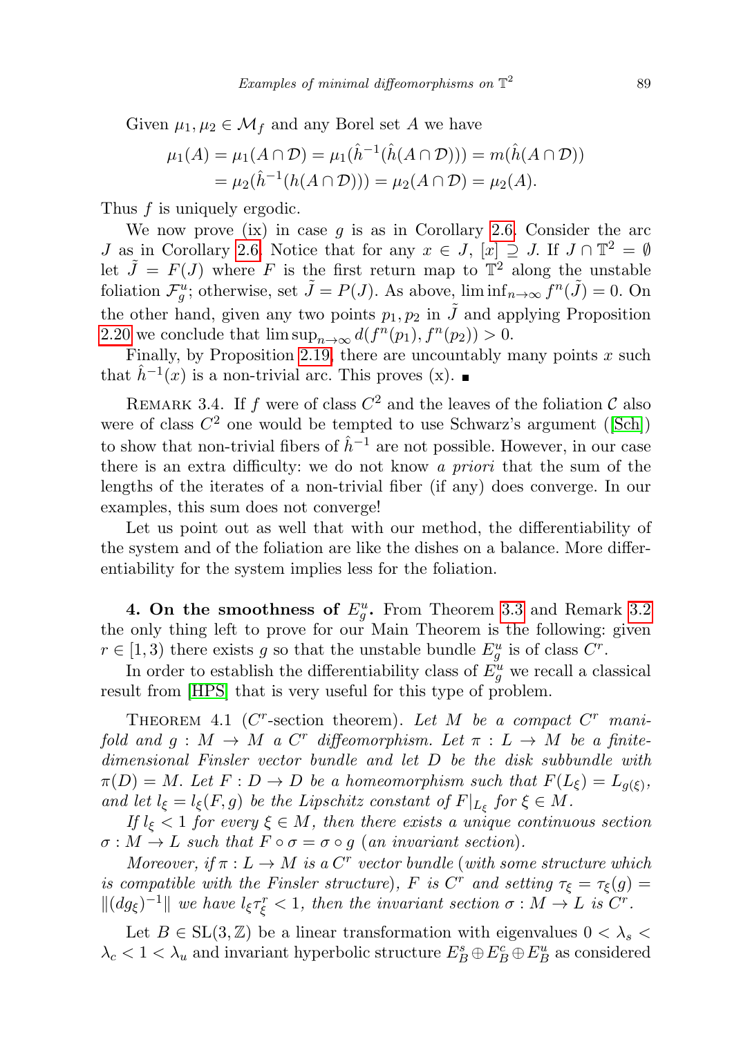Given $\mu_1, \mu_2 \in \mathcal{M}_f$ and any Borel set $A$ we have

$$\begin{aligned}\mu_1(A) &= \mu_1(A \cap \mathcal{D}) = \mu_1(\hat{h}^{-1}(\hat{h}(A \cap \mathcal{D}))) = m(\hat{h}(A \cap \mathcal{D})) \\ &= \mu_2(\hat{h}^{-1}(h(A \cap \mathcal{D}))) = \mu_2(A \cap \mathcal{D}) = \mu_2(A).\end{aligned}$$

Thus $f$ is uniquely ergodic.

We now prove (ix) in case $g$ is as in Corollary 2.6. Consider the arc $J$ as in Corollary 2.6. Notice that for any $x \in J$, $[x] \supseteq J$. If $J \cap \mathbb{T}^2 = \emptyset$ let $\tilde{J} = F(J)$ where $F$ is the first return map to $\mathbb{T}^2$ along the unstable foliation $\mathcal{F}_g^u$; otherwise, set $\tilde{J} = P(J)$. As above, $\liminf_{n\to\infty} f^n(\tilde{J}) = 0$. On the other hand, given any two points $p_1, p_2$ in $\tilde{J}$ and applying Proposition 2.20 we conclude that $\limsup_{n\to\infty} d(f^n(p_1), f^n(p_2)) > 0$.

Finally, by Proposition 2.19, there are uncountably many points $x$ such that $\hat{h}^{-1}(x)$ is a non-trivial arc. This proves (x). ∎

Remark 3.4. If $f$ were of class $C^2$ and the leaves of the foliation $\mathcal{C}$ also were of class $C^2$ one would be tempted to use Schwarz's argument ([Sch]) to show that non-trivial fibers of $\hat{h}^{-1}$ are not possible. However, in our case there is an extra difficulty: we do not know *a priori* that the sum of the lengths of the iterates of a non-trivial fiber (if any) does converge. In our examples, this sum does not converge!

Let us point out as well that with our method, the differentiability of the system and of the foliation are like the dishes on a balance. More differentiability for the system implies less for the foliation.

## 4. On the smoothness of $E_g^u$.

From Theorem 3.3 and Remark 3.2 the only thing left to prove for our Main Theorem is the following: given $r \in [1,3)$ there exists $g$ so that the unstable bundle $E_g^u$ is of class $C^r$.

In order to establish the differentiability class of $E_g^u$ we recall a classical result from [HPS] that is very useful for this type of problem.

Theorem 4.1 ($C^r$-section theorem). *Let $M$ be a compact $C^r$ manifold and $g : M \to M$ a $C^r$ diffeomorphism. Let $\pi : L \to M$ be a finite-dimensional Finsler vector bundle and let $D$ be the disk subbundle with $\pi(D) = M$. Let $F : D \to D$ be a homeomorphism such that $F(L_\xi) = L_{g(\xi)}$, and let $l_\xi = l_\xi(F, g)$ be the Lipschitz constant of $F|_{L_\xi}$ for $\xi \in M$.*

*If $l_\xi < 1$ for every $\xi \in M$, then there exists a unique continuous section $\sigma : M \to L$ such that $F \circ \sigma = \sigma \circ g$ (an invariant section).*

*Moreover, if $\pi : L \to M$ is a $C^r$ vector bundle (with some structure which is compatible with the Finsler structure), $F$ is $C^r$ and setting $\tau_\xi = \tau_\xi(g) = \|(dg_\xi)^{-1}\|$ we have $l_\xi \tau_\xi^r < 1$, then the invariant section $\sigma : M \to L$ is $C^r$.*

Let $B \in \mathrm{SL}(3, \mathbb{Z})$ be a linear transformation with eigenvalues $0 < \lambda_s < \lambda_c < 1 < \lambda_u$ and invariant hyperbolic structure $E_B^s \oplus E_B^c \oplus E_B^u$ as considered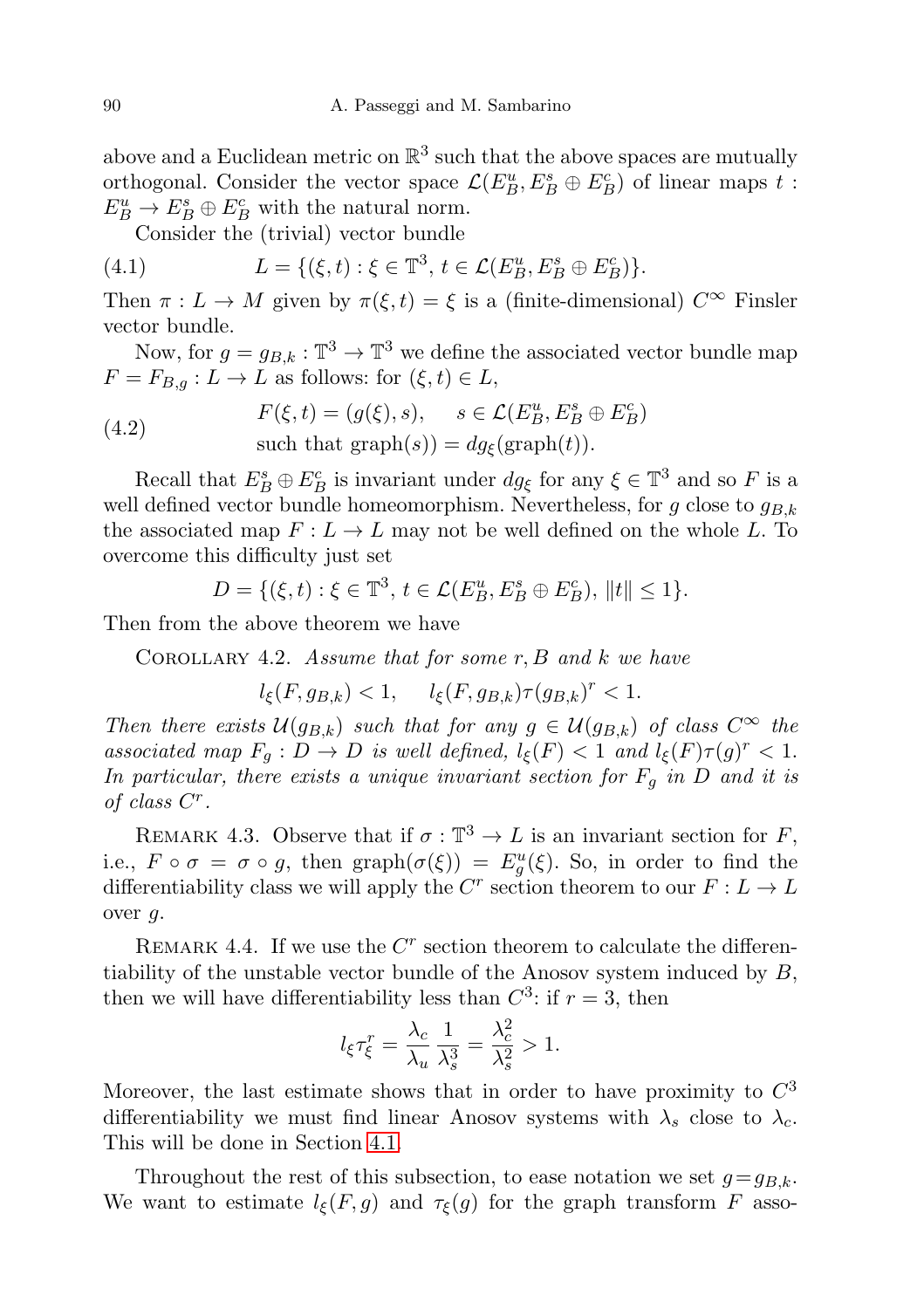above and a Euclidean metric on $\mathbb{R}^3$ such that the above spaces are mutually orthogonal. Consider the vector space $\mathcal{L}(E^u_B, E^s_B \oplus E^c_B)$ of linear maps $t : E^u_B \to E^s_B \oplus E^c_B$ with the natural norm.

Consider the (trivial) vector bundle

$$L = \{(\xi, t) : \xi \in \mathbb{T}^3,\ t \in \mathcal{L}(E^u_B, E^s_B \oplus E^c_B)\}. \tag{4.1}$$

Then $\pi : L \to M$ given by $\pi(\xi, t) = \xi$ is a (finite-dimensional) $C^\infty$ Finsler vector bundle.

Now, for $g = g_{B,k} : \mathbb{T}^3 \to \mathbb{T}^3$ we define the associated vector bundle map $F = F_{B,g} : L \to L$ as follows: for $(\xi, t) \in L$,

$$\begin{aligned} &F(\xi, t) = (g(\xi), s), \quad s \in \mathcal{L}(E^u_B, E^s_B \oplus E^c_B) \\ &\text{such that } \operatorname{graph}(s)) = dg_\xi(\operatorname{graph}(t)). \end{aligned} \tag{4.2}$$

Recall that $E^s_B \oplus E^c_B$ is invariant under $dg_\xi$ for any $\xi \in \mathbb{T}^3$ and so $F$ is a well defined vector bundle homeomorphism. Nevertheless, for $g$ close to $g_{B,k}$ the associated map $F : L \to L$ may not be well defined on the whole $L$. To overcome this difficulty just set

$$D = \{(\xi, t) : \xi \in \mathbb{T}^3,\ t \in \mathcal{L}(E^u_B, E^s_B \oplus E^c_B),\ \|t\| \le 1\}.$$

Then from the above theorem we have

Corollary 4.2. *Assume that for some $r, B$ and $k$ we have*

$$l_\xi(F, g_{B,k}) < 1, \quad l_\xi(F, g_{B,k})\tau(g_{B,k})^r < 1.$$

*Then there exists $\mathcal{U}(g_{B,k})$ such that for any $g \in \mathcal{U}(g_{B,k})$ of class $C^\infty$ the associated map $F_g : D \to D$ is well defined, $l_\xi(F) < 1$ and $l_\xi(F)\tau(g)^r < 1$. In particular, there exists a unique invariant section for $F_g$ in $D$ and it is of class $C^r$.*

Remark 4.3. Observe that if $\sigma : \mathbb{T}^3 \to L$ is an invariant section for $F$, i.e., $F \circ \sigma = \sigma \circ g$, then $\operatorname{graph}(\sigma(\xi)) = E^u_g(\xi)$. So, in order to find the differentiability class we will apply the $C^r$ section theorem to our $F : L \to L$ over $g$.

Remark 4.4. If we use the $C^r$ section theorem to calculate the differentiability of the unstable vector bundle of the Anosov system induced by $B$, then we will have differentiability less than $C^3$: if $r = 3$, then

$$l_\xi \tau^r_\xi = \frac{\lambda_c}{\lambda_u}\frac{1}{\lambda_s^3} = \frac{\lambda_c^2}{\lambda_s^2} > 1.$$

Moreover, the last estimate shows that in order to have proximity to $C^3$ differentiability we must find linear Anosov systems with $\lambda_s$ close to $\lambda_c$. This will be done in Section 4.1.

Throughout the rest of this subsection, to ease notation we set $g = g_{B,k}$. We want to estimate $l_\xi(F, g)$ and $\tau_\xi(g)$ for the graph transform $F$ asso-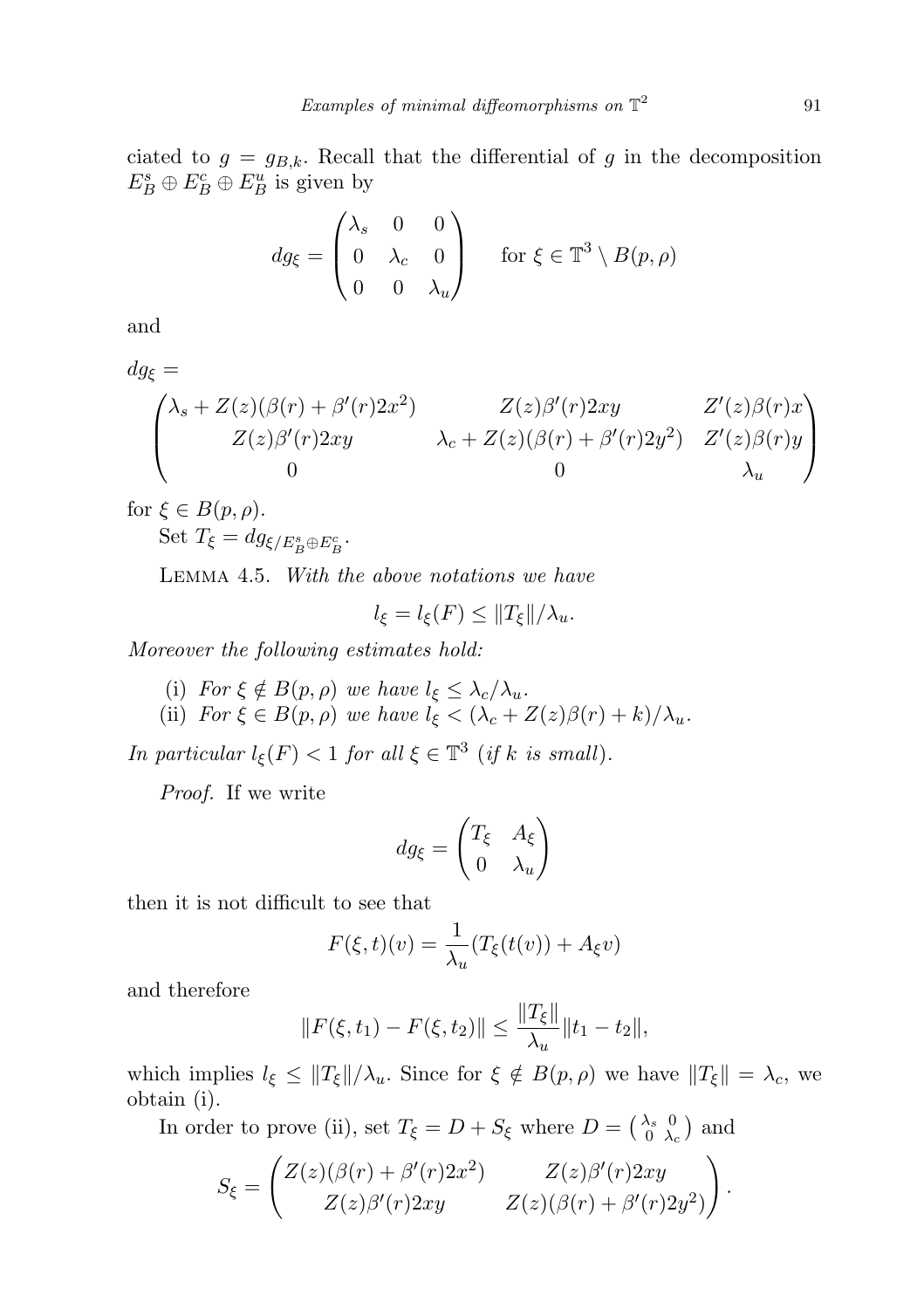ciated to $g = g_{B,k}$. Recall that the differential of $g$ in the decomposition $E^s_B \oplus E^c_B \oplus E^u_B$ is given by

$$dg_\xi = \begin{pmatrix} \lambda_s & 0 & 0 \\ 0 & \lambda_c & 0 \\ 0 & 0 & \lambda_u \end{pmatrix} \qquad \text{for } \xi \in \mathbb{T}^3 \setminus B(p,\rho)$$

and

$$dg_\xi = \begin{pmatrix} \lambda_s + Z(z)(\beta(r) + \beta'(r)2x^2) & Z(z)\beta'(r)2xy & Z'(z)\beta(r)x \\ Z(z)\beta'(r)2xy & \lambda_c + Z(z)(\beta(r) + \beta'(r)2y^2) & Z'(z)\beta(r)y \\ 0 & 0 & \lambda_u \end{pmatrix}$$

for $\xi \in B(p,\rho)$.

Set $T_\xi = dg_{\xi / E^s_B \oplus E^c_B}$.

Lemma 4.5. *With the above notations we have*

$$l_\xi = l_\xi(F) \le \|T_\xi\|/\lambda_u.$$

*Moreover the following estimates hold:*

(i) *For $\xi \notin B(p,\rho)$ we have $l_\xi \le \lambda_c/\lambda_u$.*
(ii) *For $\xi \in B(p,\rho)$ we have $l_\xi < (\lambda_c + Z(z)\beta(r) + k)/\lambda_u$.*

*In particular $l_\xi(F) < 1$ for all $\xi \in \mathbb{T}^3$ (if $k$ is small).*

*Proof.* If we write

$$dg_\xi = \begin{pmatrix} T_\xi & A_\xi \\ 0 & \lambda_u \end{pmatrix}$$

then it is not difficult to see that

$$F(\xi, t)(v) = \frac{1}{\lambda_u}(T_\xi(t(v)) + A_\xi v)$$

and therefore

$$\|F(\xi,t_1) - F(\xi,t_2)\| \le \frac{\|T_\xi\|}{\lambda_u}\|t_1 - t_2\|,$$

which implies $l_\xi \le \|T_\xi\|/\lambda_u$. Since for $\xi \notin B(p,\rho)$ we have $\|T_\xi\| = \lambda_c$, we obtain (i).

In order to prove (ii), set $T_\xi = D + S_\xi$ where $D = \begin{pmatrix} \lambda_s & 0 \\ 0 & \lambda_c \end{pmatrix}$ and

$$S_\xi = \begin{pmatrix} Z(z)(\beta(r) + \beta'(r)2x^2) & Z(z)\beta'(r)2xy \\ Z(z)\beta'(r)2xy & Z(z)(\beta(r) + \beta'(r)2y^2) \end{pmatrix}.$$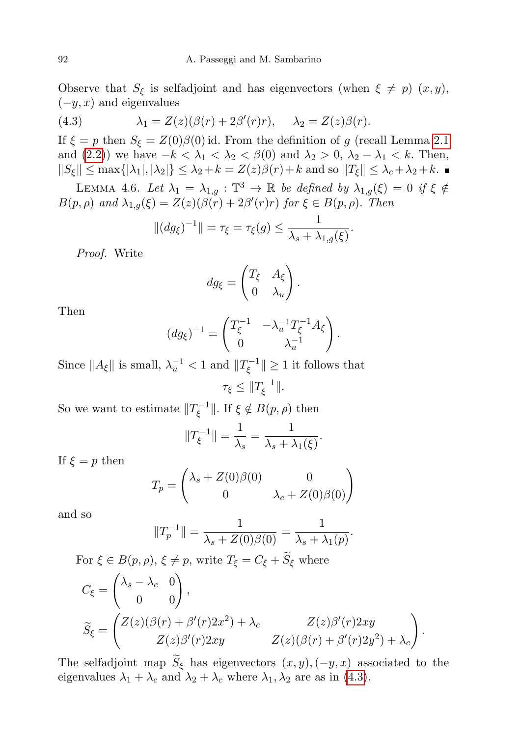Observe that $S_\xi$ is selfadjoint and has eigenvectors (when $\xi \neq p$) $(x, y)$, $(-y, x)$ and eigenvalues

$$\lambda_1 = Z(z)(\beta(r) + 2\beta'(r)r), \qquad \lambda_2 = Z(z)\beta(r). \tag{4.3}$$

If $\xi = p$ then $S_\xi = Z(0)\beta(0)\,\mathrm{id}$. From the definition of $g$ (recall Lemma 2.1 and (2.2)) we have $-k < \lambda_1 < \lambda_2 < \beta(0)$ and $\lambda_2 > 0$, $\lambda_2 - \lambda_1 < k$. Then, $\|S_\xi\| \leq \max\{|\lambda_1|, |\lambda_2|\} \leq \lambda_2 + k = Z(z)\beta(r) + k$ and so $\|T_\xi\| \leq \lambda_c + \lambda_2 + k$. ∎

Lemma 4.6. *Let $\lambda_1 = \lambda_{1,g} : \mathbb{T}^3 \to \mathbb{R}$ be defined by $\lambda_{1,g}(\xi) = 0$ if $\xi \notin B(p, \rho)$ and $\lambda_{1,g}(\xi) = Z(z)(\beta(r) + 2\beta'(r)r)$ for $\xi \in B(p, \rho)$. Then*

$$\|(dg_\xi)^{-1}\| = \tau_\xi = \tau_\xi(g) \leq \frac{1}{\lambda_s + \lambda_{1,g}(\xi)}.$$

*Proof.* Write

$$dg_\xi = \begin{pmatrix} T_\xi & A_\xi \\ 0 & \lambda_u \end{pmatrix}.$$

Then

$$(dg_\xi)^{-1} = \begin{pmatrix} T_\xi^{-1} & -\lambda_u^{-1} T_\xi^{-1} A_\xi \\ 0 & \lambda_u^{-1} \end{pmatrix}.$$

Since $\|A_\xi\|$ is small, $\lambda_u^{-1} < 1$ and $\|T_\xi^{-1}\| \geq 1$ it follows that

$$\tau_\xi \leq \|T_\xi^{-1}\|.$$

So we want to estimate $\|T_\xi^{-1}\|$. If $\xi \notin B(p, \rho)$ then

$$\|T_\xi^{-1}\| = \frac{1}{\lambda_s} = \frac{1}{\lambda_s + \lambda_1(\xi)}.$$

If $\xi = p$ then

$$T_p = \begin{pmatrix} \lambda_s + Z(0)\beta(0) & 0 \\ 0 & \lambda_c + Z(0)\beta(0) \end{pmatrix}$$

and so

$$\|T_p^{-1}\| = \frac{1}{\lambda_s + Z(0)\beta(0)} = \frac{1}{\lambda_s + \lambda_1(p)}.$$

For $\xi \in B(p, \rho)$, $\xi \neq p$, write $T_\xi = C_\xi + \widetilde{S}_\xi$ where

$$C_\xi = \begin{pmatrix} \lambda_s - \lambda_c & 0 \\ 0 & 0 \end{pmatrix},$$

$$\widetilde{S}_\xi = \begin{pmatrix} Z(z)(\beta(r) + \beta'(r)2x^2) + \lambda_c & Z(z)\beta'(r)2xy \\ Z(z)\beta'(r)2xy & Z(z)(\beta(r) + \beta'(r)2y^2) + \lambda_c \end{pmatrix}.$$

The selfadjoint map $\widetilde{S}_\xi$ has eigenvectors $(x, y), (-y, x)$ associated to the eigenvalues $\lambda_1 + \lambda_c$ and $\lambda_2 + \lambda_c$ where $\lambda_1, \lambda_2$ are as in (4.3).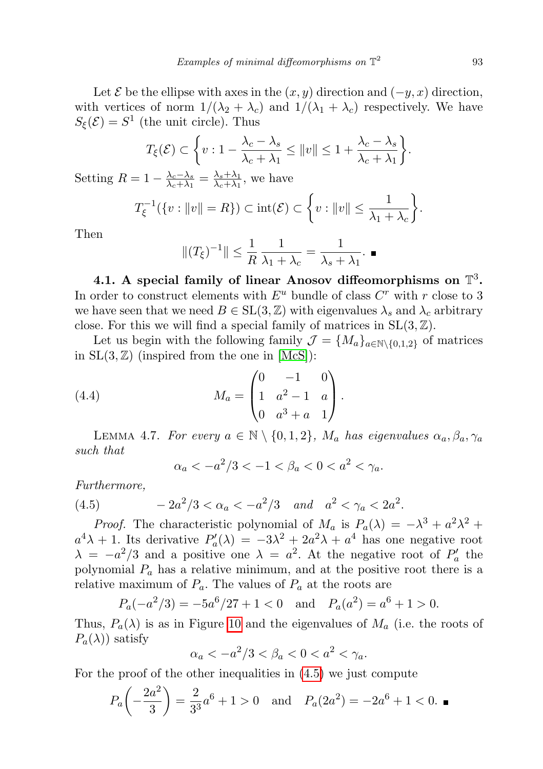Let $\mathcal{E}$ be the ellipse with axes in the $(x, y)$ direction and $(-y, x)$ direction, with vertices of norm $1/(\lambda_2 + \lambda_c)$ and $1/(\lambda_1 + \lambda_c)$ respectively. We have $S_\xi(\mathcal{E}) = S^1$ (the unit circle). Thus

$$T_\xi(\mathcal{E}) \subset \left\{ v : 1 - \frac{\lambda_c - \lambda_s}{\lambda_c + \lambda_1} \leq \|v\| \leq 1 + \frac{\lambda_c - \lambda_s}{\lambda_c + \lambda_1} \right\}.$$

Setting $R = 1 - \frac{\lambda_c - \lambda_s}{\lambda_c + \lambda_1} = \frac{\lambda_s + \lambda_1}{\lambda_c + \lambda_1}$, we have

$$T_\xi^{-1}(\{v : \|v\| = R\}) \subset \operatorname{int}(\mathcal{E}) \subset \left\{ v : \|v\| \leq \frac{1}{\lambda_1 + \lambda_c} \right\}.$$

Then

$$\|(T_\xi)^{-1}\| \leq \frac{1}{R} \frac{1}{\lambda_1 + \lambda_c} = \frac{1}{\lambda_s + \lambda_1}. \blacksquare$$

**4.1. A special family of linear Anosov diffeomorphisms on $\mathbb{T}^3$.** In order to construct elements with $E^u$ bundle of class $C^r$ with $r$ close to 3 we have seen that we need $B \in \mathrm{SL}(3, \mathbb{Z})$ with eigenvalues $\lambda_s$ and $\lambda_c$ arbitrary close. For this we will find a special family of matrices in $\mathrm{SL}(3, \mathbb{Z})$.

Let us begin with the following family $\mathcal{J} = \{M_a\}_{a \in \mathbb{N} \setminus \{0,1,2\}}$ of matrices in $\mathrm{SL}(3, \mathbb{Z})$ (inspired from the one in [McS]):

$$M_a = \begin{pmatrix} 0 & -1 & 0 \\ 1 & a^2 - 1 & a \\ 0 & a^3 + a & 1 \end{pmatrix}. \tag{4.4}$$

LEMMA 4.7. *For every $a \in \mathbb{N} \setminus \{0, 1, 2\}$, $M_a$ has eigenvalues $\alpha_a, \beta_a, \gamma_a$ such that*

$$\alpha_a < -a^2/3 < -1 < \beta_a < 0 < a^2 < \gamma_a.$$

*Furthermore,*

$$-2a^2/3 < \alpha_a < -a^2/3 \quad \text{and} \quad a^2 < \gamma_a < 2a^2. \tag{4.5}$$

*Proof.* The characteristic polynomial of $M_a$ is $P_a(\lambda) = -\lambda^3 + a^2\lambda^2 + a^4\lambda + 1$. Its derivative $P_a'(\lambda) = -3\lambda^2 + 2a^2\lambda + a^4$ has one negative root $\lambda = -a^2/3$ and a positive one $\lambda = a^2$. At the negative root of $P_a'$ the polynomial $P_a$ has a relative minimum, and at the positive root there is a relative maximum of $P_a$. The values of $P_a$ at the roots are

$$P_a(-a^2/3) = -5a^6/27 + 1 < 0 \quad \text{and} \quad P_a(a^2) = a^6 + 1 > 0.$$

Thus, $P_a(\lambda)$ is as in Figure 10 and the eigenvalues of $M_a$ (i.e. the roots of $P_a(\lambda)$) satisfy

$$\alpha_a < -a^2/3 < \beta_a < 0 < a^2 < \gamma_a.$$

For the proof of the other inequalities in (4.5) we just compute

$$P_a\left(-\frac{2a^2}{3}\right) = \frac{2}{3^3}a^6 + 1 > 0 \quad \text{and} \quad P_a(2a^2) = -2a^6 + 1 < 0. \blacksquare$$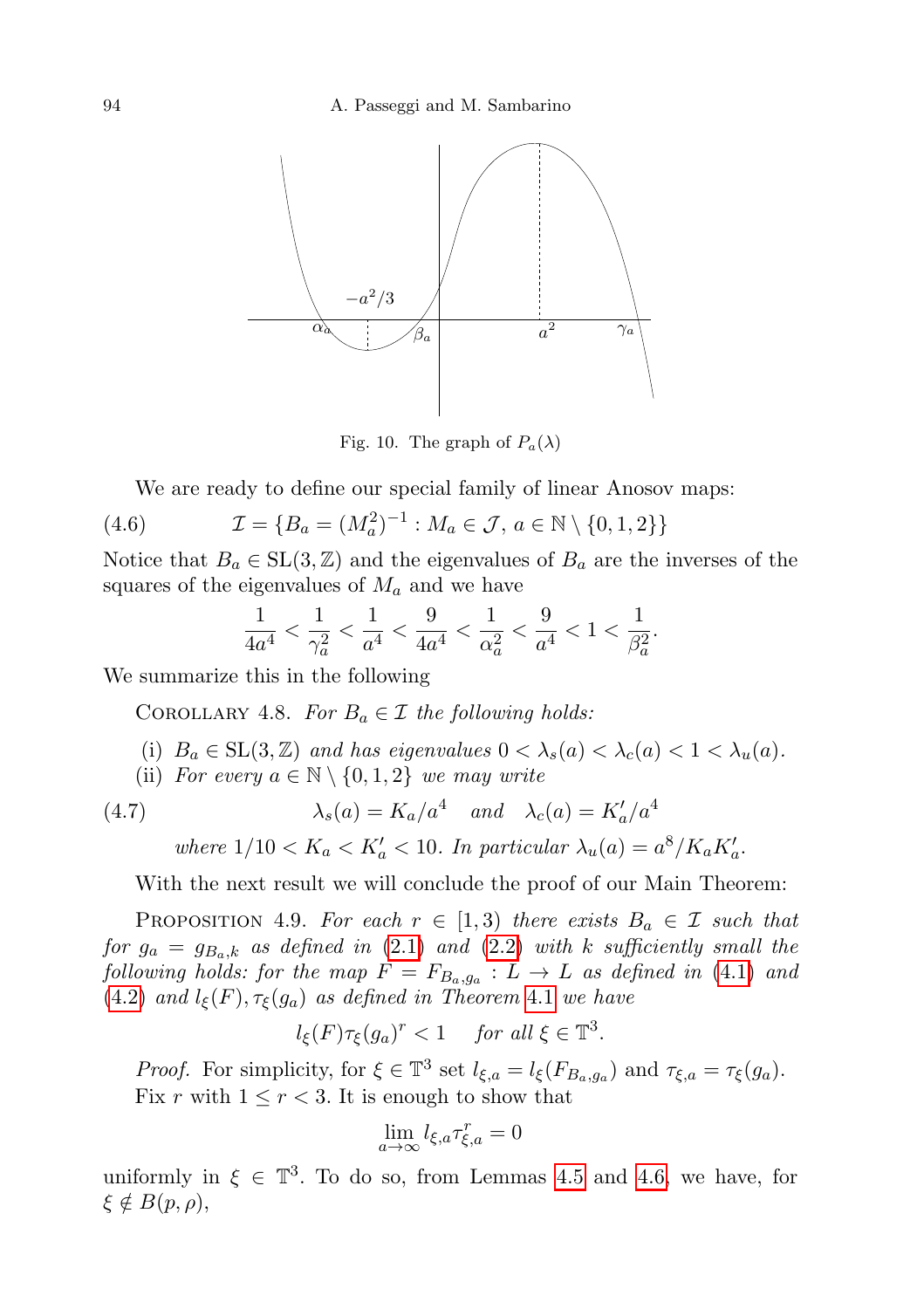Fig. 10. The graph of $P_a(\lambda)$

We are ready to define our special family of linear Anosov maps:

$$\mathcal{I} = \{B_a = (M_a^2)^{-1} : M_a \in \mathcal{J},\ a \in \mathbb{N} \setminus \{0,1,2\}\} \tag{4.6}$$

Notice that $B_a \in \mathrm{SL}(3,\mathbb{Z})$ and the eigenvalues of $B_a$ are the inverses of the squares of the eigenvalues of $M_a$ and we have

$$\frac{1}{4a^4} < \frac{1}{\gamma_a^2} < \frac{1}{a^4} < \frac{9}{4a^4} < \frac{1}{\alpha_a^2} < \frac{9}{a^4} < 1 < \frac{1}{\beta_a^2}.$$

We summarize this in the following

Corollary 4.8. *For $B_a \in \mathcal{I}$ the following holds:*

(i) *$B_a \in \mathrm{SL}(3,\mathbb{Z})$ and has eigenvalues $0 < \lambda_s(a) < \lambda_c(a) < 1 < \lambda_u(a)$.*

(ii) *For every $a \in \mathbb{N} \setminus \{0,1,2\}$ we may write*

$$\lambda_s(a) = K_a/a^4 \quad \text{and} \quad \lambda_c(a) = K'_a/a^4 \tag{4.7}$$

*where $1/10 < K_a < K'_a < 10$. In particular $\lambda_u(a) = a^8/K_aK'_a$.*

With the next result we will conclude the proof of our Main Theorem:

Proposition 4.9. *For each $r \in [1,3)$ there exists $B_a \in \mathcal{I}$ such that for $g_a = g_{B_a,k}$ as defined in (2.1) and (2.2) with $k$ sufficiently small the following holds: for the map $F = F_{B_a,g_a} : L \to L$ as defined in (4.1) and (4.2) and $l_\xi(F), \tau_\xi(g_a)$ as defined in Theorem 4.1 we have*

$$l_\xi(F)\tau_\xi(g_a)^r < 1 \quad \text{for all } \xi \in \mathbb{T}^3.$$

*Proof.* For simplicity, for $\xi \in \mathbb{T}^3$ set $l_{\xi,a} = l_\xi(F_{B_a,g_a})$ and $\tau_{\xi,a} = \tau_\xi(g_a)$. Fix $r$ with $1 \le r < 3$. It is enough to show that

$$\lim_{a\to\infty} l_{\xi,a}\tau_{\xi,a}^r = 0$$

uniformly in $\xi \in \mathbb{T}^3$. To do so, from Lemmas 4.5 and 4.6, we have, for $\xi \notin B(p,\rho)$,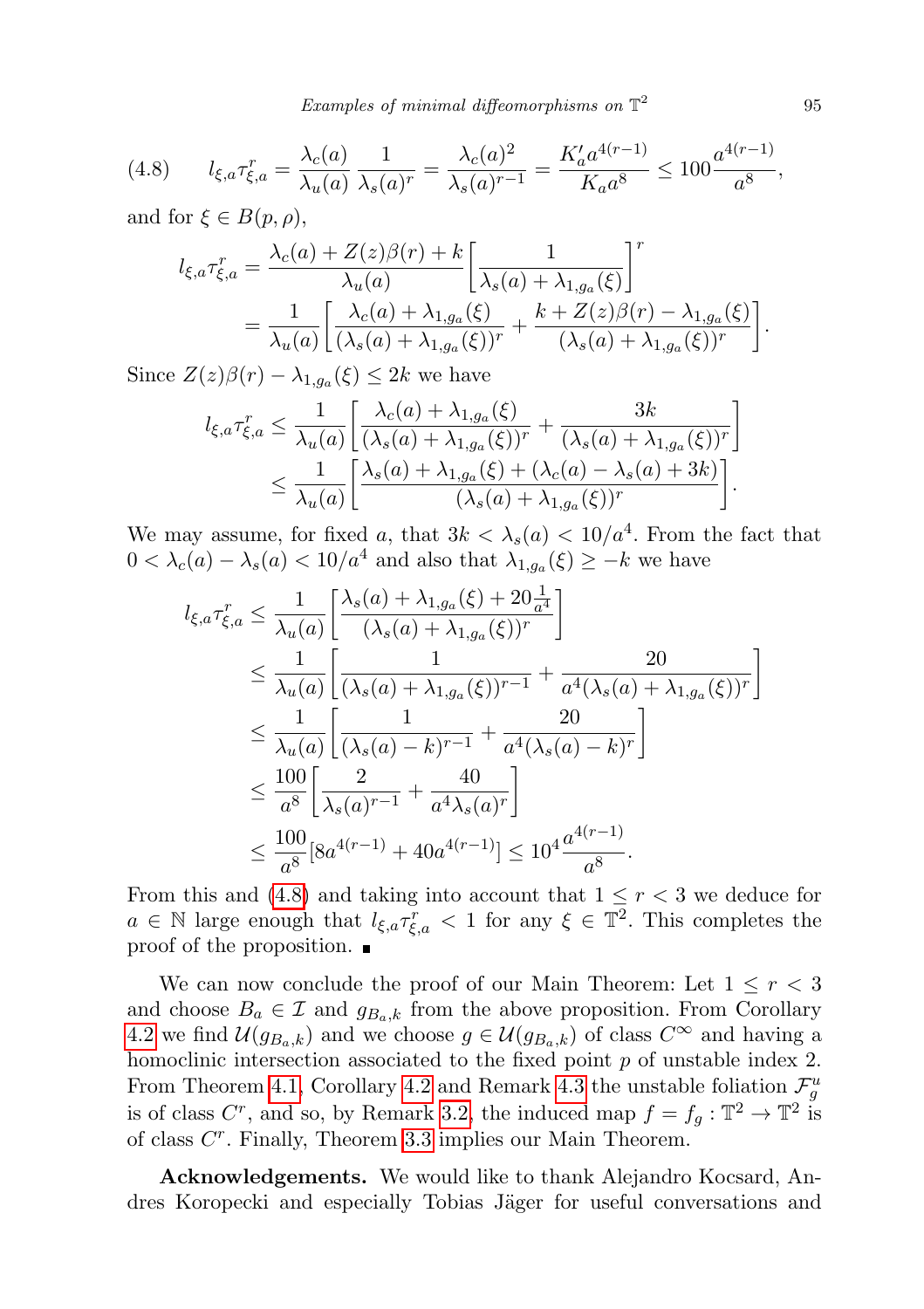$$l_{\xi,a}\tau^r_{\xi,a} = \frac{\lambda_c(a)}{\lambda_u(a)}\,\frac{1}{\lambda_s(a)^r} = \frac{\lambda_c(a)^2}{\lambda_s(a)^{r-1}} = \frac{K'_a a^{4(r-1)}}{K_a a^8} \le 100\frac{a^{4(r-1)}}{a^8}, \tag{4.8}$$

and for $\xi \in B(p,\rho)$,

$$\begin{aligned}
l_{\xi,a}\tau^r_{\xi,a} &= \frac{\lambda_c(a) + Z(z)\beta(r) + k}{\lambda_u(a)}\left[\frac{1}{\lambda_s(a) + \lambda_{1,g_a}(\xi)}\right]^r \\
&= \frac{1}{\lambda_u(a)}\left[\frac{\lambda_c(a) + \lambda_{1,g_a}(\xi)}{(\lambda_s(a)+\lambda_{1,g_a}(\xi))^r} + \frac{k + Z(z)\beta(r) - \lambda_{1,g_a}(\xi)}{(\lambda_s(a)+\lambda_{1,g_a}(\xi))^r}\right].
\end{aligned}$$

Since $Z(z)\beta(r) - \lambda_{1,g_a}(\xi) \le 2k$ we have

$$\begin{aligned}
l_{\xi,a}\tau^r_{\xi,a} &\le \frac{1}{\lambda_u(a)}\left[\frac{\lambda_c(a) + \lambda_{1,g_a}(\xi)}{(\lambda_s(a)+\lambda_{1,g_a}(\xi))^r} + \frac{3k}{(\lambda_s(a)+\lambda_{1,g_a}(\xi))^r}\right] \\
&\le \frac{1}{\lambda_u(a)}\left[\frac{\lambda_s(a) + \lambda_{1,g_a}(\xi) + (\lambda_c(a) - \lambda_s(a) + 3k)}{(\lambda_s(a)+\lambda_{1,g_a}(\xi))^r}\right].
\end{aligned}$$

We may assume, for fixed $a$, that $3k < \lambda_s(a) < 10/a^4$. From the fact that $0 < \lambda_c(a) - \lambda_s(a) < 10/a^4$ and also that $\lambda_{1,g_a}(\xi) \ge -k$ we have

$$\begin{aligned}
l_{\xi,a}\tau^r_{\xi,a} &\le \frac{1}{\lambda_u(a)}\left[\frac{\lambda_s(a) + \lambda_{1,g_a}(\xi) + 20\frac{1}{a^4}}{(\lambda_s(a)+\lambda_{1,g_a}(\xi))^r}\right] \\
&\le \frac{1}{\lambda_u(a)}\left[\frac{1}{(\lambda_s(a)+\lambda_{1,g_a}(\xi))^{r-1}} + \frac{20}{a^4(\lambda_s(a)+\lambda_{1,g_a}(\xi))^r}\right] \\
&\le \frac{1}{\lambda_u(a)}\left[\frac{1}{(\lambda_s(a)-k)^{r-1}} + \frac{20}{a^4(\lambda_s(a)-k)^r}\right] \\
&\le \frac{100}{a^8}\left[\frac{2}{\lambda_s(a)^{r-1}} + \frac{40}{a^4\lambda_s(a)^r}\right] \\
&\le \frac{100}{a^8}[8a^{4(r-1)} + 40a^{4(r-1)}] \le 10^4\frac{a^{4(r-1)}}{a^8}.
\end{aligned}$$

From this and (4.8) and taking into account that $1 \le r < 3$ we deduce for $a \in \mathbb{N}$ large enough that $l_{\xi,a}\tau^r_{\xi,a} < 1$ for any $\xi \in \mathbb{T}^2$. This completes the proof of the proposition. ■

We can now conclude the proof of our Main Theorem: Let $1 \le r < 3$ and choose $B_a \in \mathcal{I}$ and $g_{B_a,k}$ from the above proposition. From Corollary 4.2 we find $\mathcal{U}(g_{B_a,k})$ and we choose $g \in \mathcal{U}(g_{B_a,k})$ of class $C^\infty$ and having a homoclinic intersection associated to the fixed point $p$ of unstable index 2. From Theorem 4.1, Corollary 4.2 and Remark 4.3 the unstable foliation $\mathcal{F}^u_g$ is of class $C^r$, and so, by Remark 3.2, the induced map $f = f_g : \mathbb{T}^2 \to \mathbb{T}^2$ is of class $C^r$. Finally, Theorem 3.3 implies our Main Theorem.

**Acknowledgements.** We would like to thank Alejandro Kocsard, Andres Koropecki and especially Tobias Jäger for useful conversations and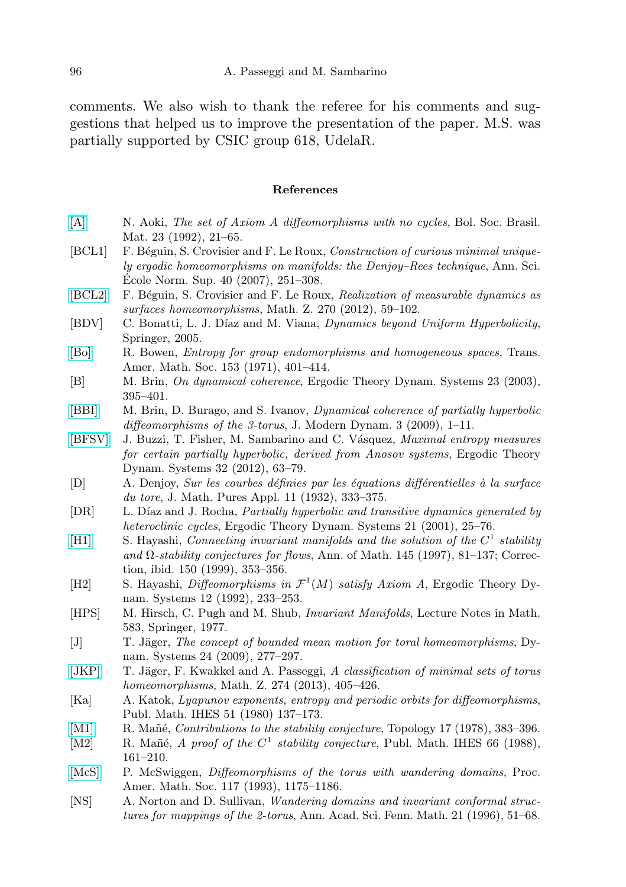comments. We also wish to thank the referee for his comments and suggestions that helped us to improve the presentation of the paper. M.S. was partially supported by CSIC group 618, UdelaR.

## References

[A] N. Aoki, *The set of Axiom A diffeomorphisms with no cycles*, Bol. Soc. Brasil. Mat. 23 (1992), 21–65.

[BCL1] F. Béguin, S. Crovisier and F. Le Roux, *Construction of curious minimal uniquely ergodic homeomorphisms on manifolds: the Denjoy–Rees technique*, Ann. Sci. École Norm. Sup. 40 (2007), 251–308.

[BCL2] F. Béguin, S. Crovisier and F. Le Roux, *Realization of measurable dynamics as surfaces homeomorphisms*, Math. Z. 270 (2012), 59–102.

[BDV] C. Bonatti, L. J. Díaz and M. Viana, *Dynamics beyond Uniform Hyperbolicity*, Springer, 2005.

[Bo] R. Bowen, *Entropy for group endomorphisms and homogeneous spaces*, Trans. Amer. Math. Soc. 153 (1971), 401–414.

[B] M. Brin, *On dynamical coherence*, Ergodic Theory Dynam. Systems 23 (2003), 395–401.

[BBI] M. Brin, D. Burago, and S. Ivanov, *Dynamical coherence of partially hyperbolic diffeomorphisms of the 3-torus*, J. Modern Dynam. 3 (2009), 1–11.

[BFSV] J. Buzzi, T. Fisher, M. Sambarino and C. Vásquez, *Maximal entropy measures for certain partially hyperbolic, derived from Anosov systems*, Ergodic Theory Dynam. Systems 32 (2012), 63–79.

[D] A. Denjoy, *Sur les courbes définies par les équations différentielles à la surface du tore*, J. Math. Pures Appl. 11 (1932), 333–375.

[DR] L. Díaz and J. Rocha, *Partially hyperbolic and transitive dynamics generated by heteroclinic cycles*, Ergodic Theory Dynam. Systems 21 (2001), 25–76.

[H1] S. Hayashi, *Connecting invariant manifolds and the solution of the $C^1$ stability and $\Omega$-stability conjectures for flows*, Ann. of Math. 145 (1997), 81–137; Correction, ibid. 150 (1999), 353–356.

[H2] S. Hayashi, *Diffeomorphisms in $\mathcal{F}^1(M)$ satisfy Axiom A*, Ergodic Theory Dynam. Systems 12 (1992), 233–253.

[HPS] M. Hirsch, C. Pugh and M. Shub, *Invariant Manifolds*, Lecture Notes in Math. 583, Springer, 1977.

[J] T. Jäger, *The concept of bounded mean motion for toral homeomorphisms*, Dynam. Systems 24 (2009), 277–297.

[JKP] T. Jäger, F. Kwakkel and A. Passeggi, *A classification of minimal sets of torus homeomorphisms*, Math. Z. 274 (2013), 405–426.

[Ka] A. Katok, *Lyapunov exponents, entropy and periodic orbits for diffeomorphisms*, Publ. Math. IHES 51 (1980) 137–173.

[M1] R. Mañé, *Contributions to the stability conjecture*, Topology 17 (1978), 383–396.

[M2] R. Mañé, *A proof of the $C^1$ stability conjecture*, Publ. Math. IHES 66 (1988), 161–210.

[McS] P. McSwiggen, *Diffeomorphisms of the torus with wandering domains*, Proc. Amer. Math. Soc. 117 (1993), 1175–1186.

[NS] A. Norton and D. Sullivan, *Wandering domains and invariant conformal structures for mappings of the 2-torus*, Ann. Acad. Sci. Fenn. Math. 21 (1996), 51–68.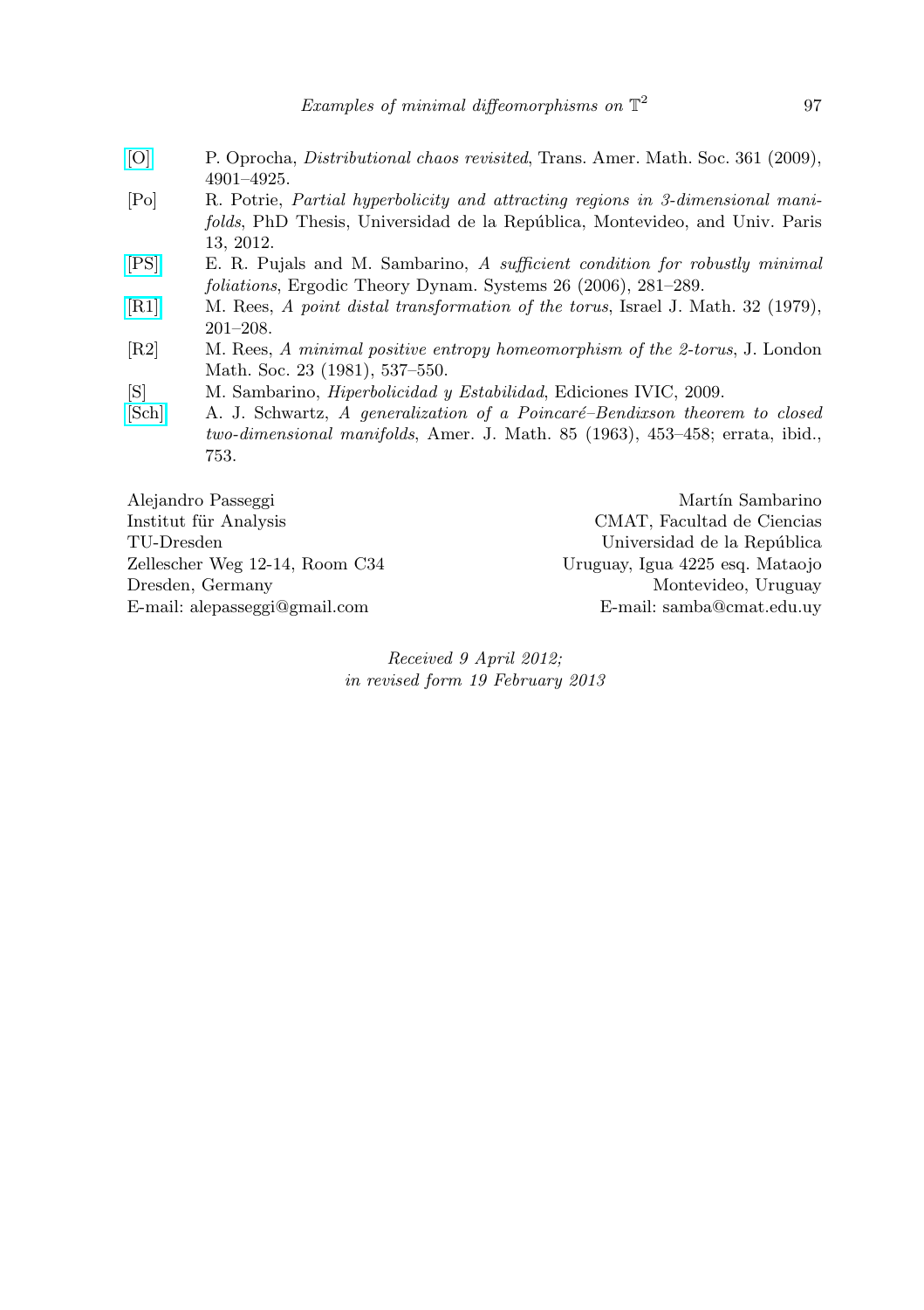[O] P. Oprocha, *Distributional chaos revisited*, Trans. Amer. Math. Soc. 361 (2009), 4901–4925.

[Po] R. Potrie, *Partial hyperbolicity and attracting regions in 3-dimensional manifolds*, PhD Thesis, Universidad de la República, Montevideo, and Univ. Paris 13, 2012.

[PS] E. R. Pujals and M. Sambarino, *A sufficient condition for robustly minimal foliations*, Ergodic Theory Dynam. Systems 26 (2006), 281–289.

[R1] M. Rees, *A point distal transformation of the torus*, Israel J. Math. 32 (1979), 201–208.

[R2] M. Rees, *A minimal positive entropy homeomorphism of the 2-torus*, J. London Math. Soc. 23 (1981), 537–550.

[S] M. Sambarino, *Hiperbolicidad y Estabilidad*, Ediciones IVIC, 2009.

[Sch] A. J. Schwartz, *A generalization of a Poincaré–Bendixson theorem to closed two-dimensional manifolds*, Amer. J. Math. 85 (1963), 453–458; errata, ibid., 753.

Alejandro Passeggi
Institut für Analysis
TU-Dresden
Zellescher Weg 12-14, Room C34
Dresden, Germany
E-mail: alepasseggi@gmail.com

Martín Sambarino
CMAT, Facultad de Ciencias
Universidad de la República
Uruguay, Igua 4225 esq. Mataojo
Montevideo, Uruguay
E-mail: samba@cmat.edu.uy

*Received 9 April 2012;*
*in revised form 19 February 2013*